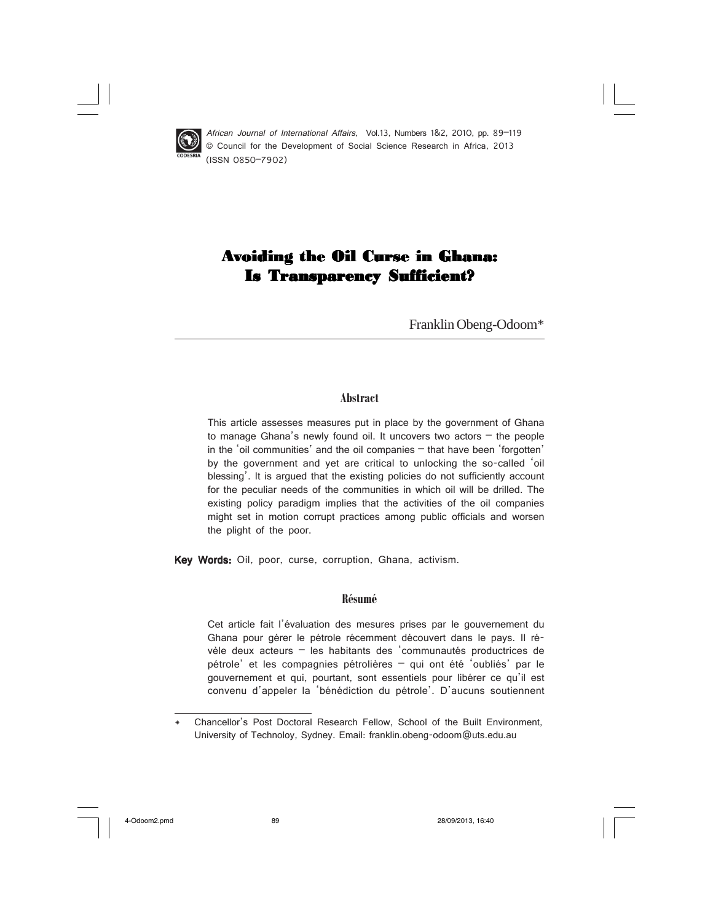*African Journal of International Affairs*, Vol.13, Numbers 1&2, 2010, pp. 89–119
© Council for the Development of Social Science Research in Africa, 2013
(ISSN 0850-7902)

# Avoiding the Oil Curse in Ghana: Is Transparency Sufficient?

Franklin Obeng-Odoom*

## Abstract

This article assesses measures put in place by the government of Ghana to manage Ghana's newly found oil. It uncovers two actors – the people in the 'oil communities' and the oil companies – that have been 'forgotten' by the government and yet are critical to unlocking the so-called 'oil blessing'. It is argued that the existing policies do not sufficiently account for the peculiar needs of the communities in which oil will be drilled. The existing policy paradigm implies that the activities of the oil companies might set in motion corrupt practices among public officials and worsen the plight of the poor.

**Key Words:** Oil, poor, curse, corruption, Ghana, activism.

## Résumé

Cet article fait l'évaluation des mesures prises par le gouvernement du Ghana pour gérer le pétrole récemment découvert dans le pays. Il révèle deux acteurs – les habitants des 'communautés productrices de pétrole' et les compagnies pétrolières – qui ont été 'oubliés' par le gouvernement et qui, pourtant, sont essentiels pour libérer ce qu'il est convenu d'appeler la 'bénédiction du pétrole'. D'aucuns soutiennent

---

\* Chancellor's Post Doctoral Research Fellow, School of the Built Environment, University of Technoloy, Sydney. Email: franklin.obeng-odoom@uts.edu.au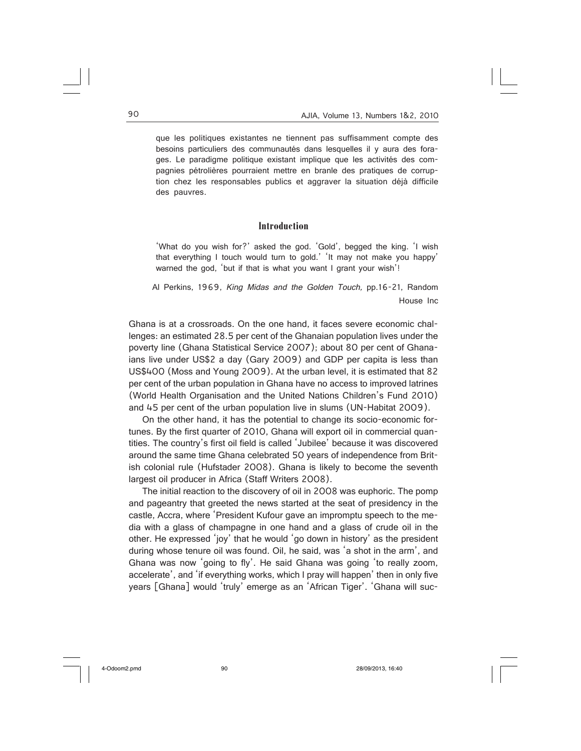que les politiques existantes ne tiennent pas suffisamment compte des besoins particuliers des communautés dans lesquelles il y aura des forages. Le paradigme politique existant implique que les activités des compagnies pétrolières pourraient mettre en branle des pratiques de corruption chez les responsables publics et aggraver la situation déjà difficile des pauvres.

## Introduction

> 'What do you wish for?' asked the god. 'Gold', begged the king. 'I wish that everything I touch would turn to gold.' 'It may not make you happy' warned the god, 'but if that is what you want I grant your wish'!
>
> Al Perkins, 1969, *King Midas and the Golden Touch,* pp.16-21, Random House Inc

Ghana is at a crossroads. On the one hand, it faces severe economic challenges: an estimated 28.5 per cent of the Ghanaian population lives under the poverty line (Ghana Statistical Service 2007); about 80 per cent of Ghanaians live under US$2 a day (Gary 2009) and GDP per capita is less than US$400 (Moss and Young 2009). At the urban level, it is estimated that 82 per cent of the urban population in Ghana have no access to improved latrines (World Health Organisation and the United Nations Children's Fund 2010) and 45 per cent of the urban population live in slums (UN-Habitat 2009).

On the other hand, it has the potential to change its socio-economic fortunes. By the first quarter of 2010, Ghana will export oil in commercial quantities. The country's first oil field is called 'Jubilee' because it was discovered around the same time Ghana celebrated 50 years of independence from British colonial rule (Hufstader 2008). Ghana is likely to become the seventh largest oil producer in Africa (Staff Writers 2008).

The initial reaction to the discovery of oil in 2008 was euphoric. The pomp and pageantry that greeted the news started at the seat of presidency in the castle, Accra, where 'President Kufour gave an impromptu speech to the media with a glass of champagne in one hand and a glass of crude oil in the other. He expressed 'joy' that he would 'go down in history' as the president during whose tenure oil was found. Oil, he said, was 'a shot in the arm', and Ghana was now 'going to fly'. He said Ghana was going 'to really zoom, accelerate', and 'if everything works, which I pray will happen' then in only five years [Ghana] would 'truly' emerge as an 'African Tiger'. 'Ghana will suc-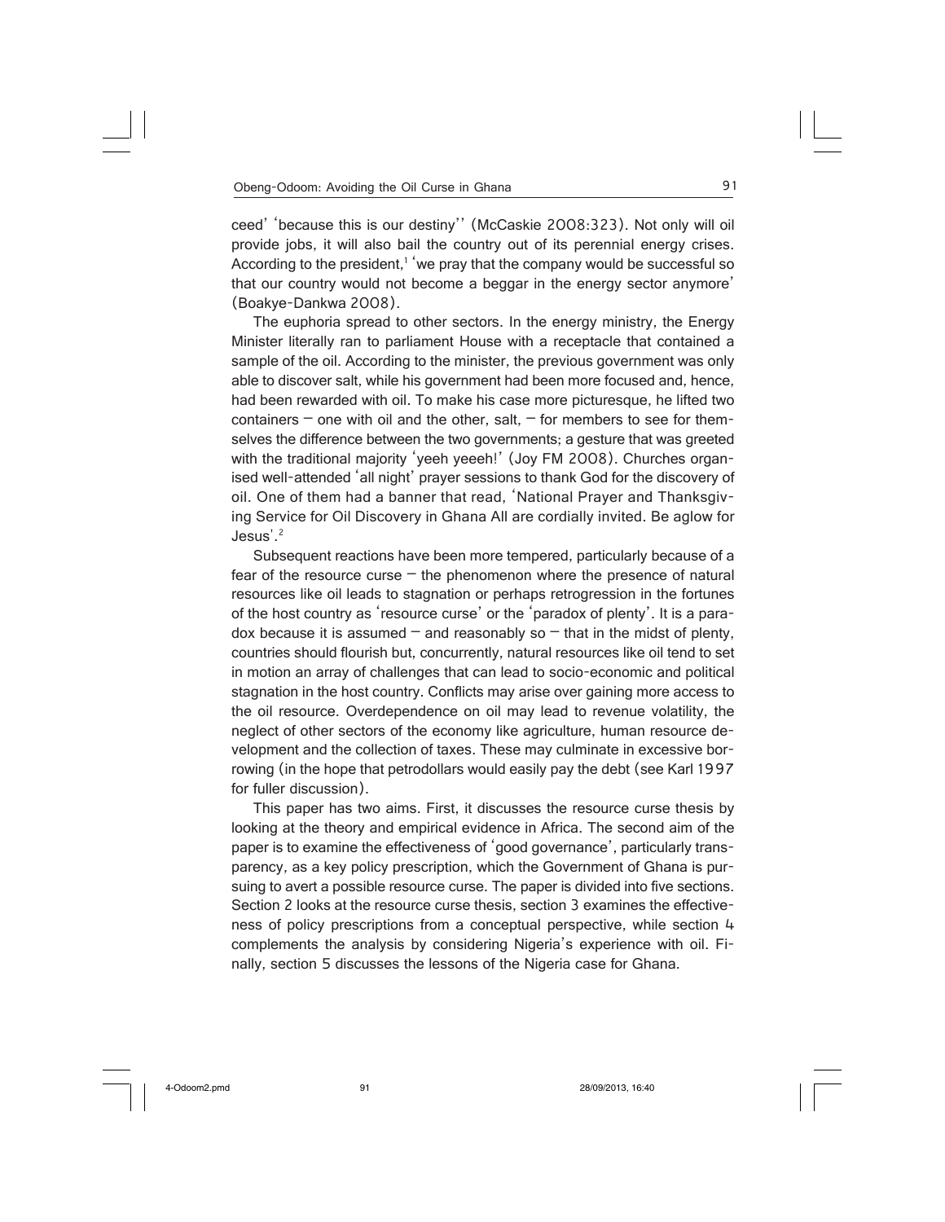ceed' 'because this is our destiny'' (McCaskie 2008:323). Not only will oil provide jobs, it will also bail the country out of its perennial energy crises. According to the president,[1] 'we pray that the company would be successful so that our country would not become a beggar in the energy sector anymore' (Boakye-Dankwa 2008).

The euphoria spread to other sectors. In the energy ministry, the Energy Minister literally ran to parliament House with a receptacle that contained a sample of the oil. According to the minister, the previous government was only able to discover salt, while his government had been more focused and, hence, had been rewarded with oil. To make his case more picturesque, he lifted two containers – one with oil and the other, salt, – for members to see for themselves the difference between the two governments; a gesture that was greeted with the traditional majority 'yeeh yeeeh!' (Joy FM 2008). Churches organised well-attended 'all night' prayer sessions to thank God for the discovery of oil. One of them had a banner that read, 'National Prayer and Thanksgiving Service for Oil Discovery in Ghana All are cordially invited. Be aglow for Jesus'.[2]

Subsequent reactions have been more tempered, particularly because of a fear of the resource curse – the phenomenon where the presence of natural resources like oil leads to stagnation or perhaps retrogression in the fortunes of the host country as 'resource curse' or the 'paradox of plenty'. It is a paradox because it is assumed – and reasonably so – that in the midst of plenty, countries should flourish but, concurrently, natural resources like oil tend to set in motion an array of challenges that can lead to socio-economic and political stagnation in the host country. Conflicts may arise over gaining more access to the oil resource. Overdependence on oil may lead to revenue volatility, the neglect of other sectors of the economy like agriculture, human resource development and the collection of taxes. These may culminate in excessive borrowing (in the hope that petrodollars would easily pay the debt (see Karl 1997 for fuller discussion).

This paper has two aims. First, it discusses the resource curse thesis by looking at the theory and empirical evidence in Africa. The second aim of the paper is to examine the effectiveness of 'good governance', particularly transparency, as a key policy prescription, which the Government of Ghana is pursuing to avert a possible resource curse. The paper is divided into five sections. Section 2 looks at the resource curse thesis, section 3 examines the effectiveness of policy prescriptions from a conceptual perspective, while section 4 complements the analysis by considering Nigeria's experience with oil. Finally, section 5 discusses the lessons of the Nigeria case for Ghana.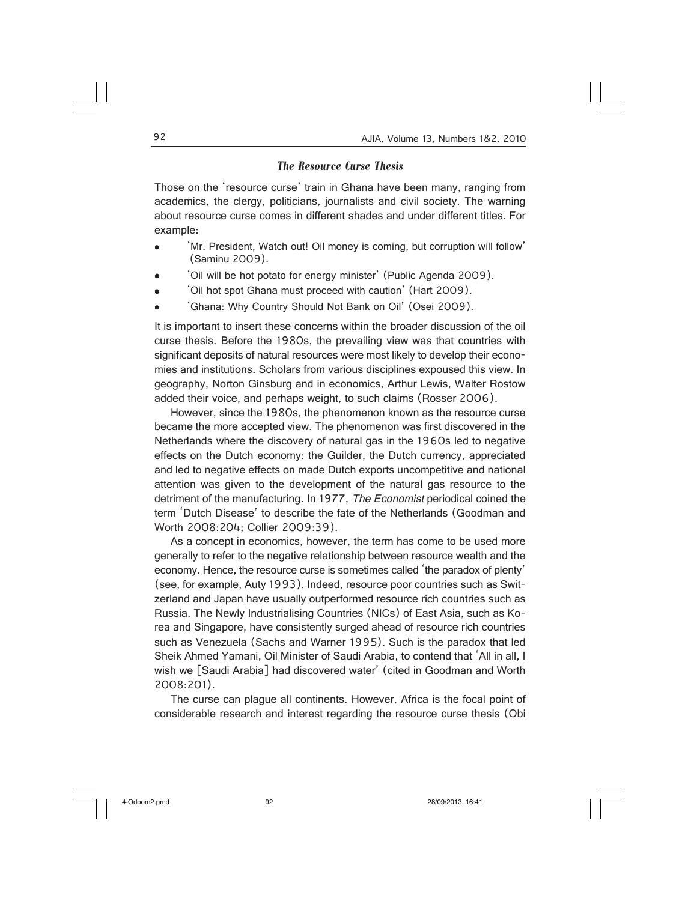## *The Resource Curse Thesis*

Those on the 'resource curse' train in Ghana have been many, ranging from academics, the clergy, politicians, journalists and civil society. The warning about resource curse comes in different shades and under different titles. For example:

- 'Mr. President, Watch out! Oil money is coming, but corruption will follow' (Saminu 2009).
- 'Oil will be hot potato for energy minister' (Public Agenda 2009).
- 'Oil hot spot Ghana must proceed with caution' (Hart 2009).
- 'Ghana: Why Country Should Not Bank on Oil' (Osei 2009).

It is important to insert these concerns within the broader discussion of the oil curse thesis. Before the 1980s, the prevailing view was that countries with significant deposits of natural resources were most likely to develop their economies and institutions. Scholars from various disciplines expoused this view. In geography, Norton Ginsburg and in economics, Arthur Lewis, Walter Rostow added their voice, and perhaps weight, to such claims (Rosser 2006).

However, since the 1980s, the phenomenon known as the resource curse became the more accepted view. The phenomenon was first discovered in the Netherlands where the discovery of natural gas in the 1960s led to negative effects on the Dutch economy: the Guilder, the Dutch currency, appreciated and led to negative effects on made Dutch exports uncompetitive and national attention was given to the development of the natural gas resource to the detriment of the manufacturing. In 1977, *The Economist* periodical coined the term 'Dutch Disease' to describe the fate of the Netherlands (Goodman and Worth 2008:204; Collier 2009:39).

As a concept in economics, however, the term has come to be used more generally to refer to the negative relationship between resource wealth and the economy. Hence, the resource curse is sometimes called 'the paradox of plenty' (see, for example, Auty 1993). Indeed, resource poor countries such as Switzerland and Japan have usually outperformed resource rich countries such as Russia. The Newly Industrialising Countries (NICs) of East Asia, such as Korea and Singapore, have consistently surged ahead of resource rich countries such as Venezuela (Sachs and Warner 1995). Such is the paradox that led Sheik Ahmed Yamani, Oil Minister of Saudi Arabia, to contend that 'All in all, I wish we [Saudi Arabia] had discovered water' (cited in Goodman and Worth 2008:201).

The curse can plague all continents. However, Africa is the focal point of considerable research and interest regarding the resource curse thesis (Obi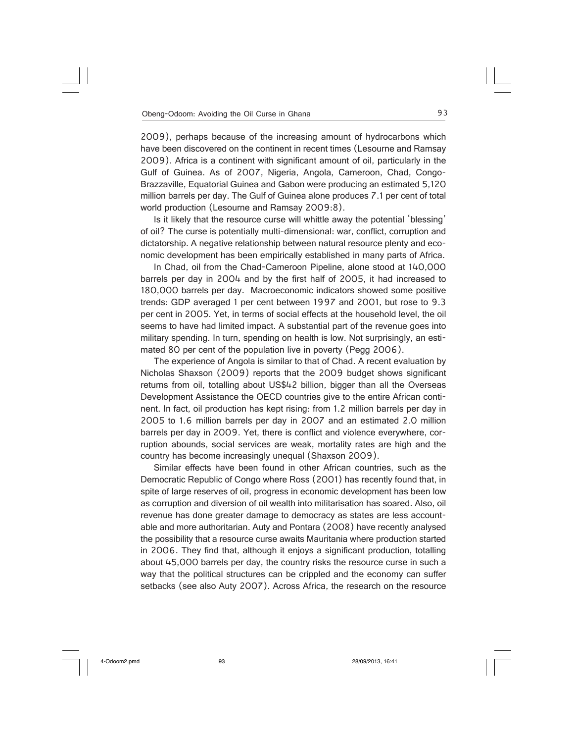2009), perhaps because of the increasing amount of hydrocarbons which have been discovered on the continent in recent times (Lesourne and Ramsay 2009). Africa is a continent with significant amount of oil, particularly in the Gulf of Guinea. As of 2007, Nigeria, Angola, Cameroon, Chad, Congo-Brazzaville, Equatorial Guinea and Gabon were producing an estimated 5,120 million barrels per day. The Gulf of Guinea alone produces 7.1 per cent of total world production (Lesourne and Ramsay 2009:8).

Is it likely that the resource curse will whittle away the potential 'blessing' of oil? The curse is potentially multi-dimensional: war, conflict, corruption and dictatorship. A negative relationship between natural resource plenty and economic development has been empirically established in many parts of Africa.

In Chad, oil from the Chad-Cameroon Pipeline, alone stood at 140,000 barrels per day in 2004 and by the first half of 2005, it had increased to 180,000 barrels per day. Macroeconomic indicators showed some positive trends: GDP averaged 1 per cent between 1997 and 2001, but rose to 9.3 per cent in 2005. Yet, in terms of social effects at the household level, the oil seems to have had limited impact. A substantial part of the revenue goes into military spending. In turn, spending on health is low. Not surprisingly, an estimated 80 per cent of the population live in poverty (Pegg 2006).

The experience of Angola is similar to that of Chad. A recent evaluation by Nicholas Shaxson (2009) reports that the 2009 budget shows significant returns from oil, totalling about US$42 billion, bigger than all the Overseas Development Assistance the OECD countries give to the entire African continent. In fact, oil production has kept rising: from 1.2 million barrels per day in 2005 to 1.6 million barrels per day in 2007 and an estimated 2.0 million barrels per day in 2009. Yet, there is conflict and violence everywhere, corruption abounds, social services are weak, mortality rates are high and the country has become increasingly unequal (Shaxson 2009).

Similar effects have been found in other African countries, such as the Democratic Republic of Congo where Ross (2001) has recently found that, in spite of large reserves of oil, progress in economic development has been low as corruption and diversion of oil wealth into militarisation has soared. Also, oil revenue has done greater damage to democracy as states are less accountable and more authoritarian. Auty and Pontara (2008) have recently analysed the possibility that a resource curse awaits Mauritania where production started in 2006. They find that, although it enjoys a significant production, totalling about 45,000 barrels per day, the country risks the resource curse in such a way that the political structures can be crippled and the economy can suffer setbacks (see also Auty 2007). Across Africa, the research on the resource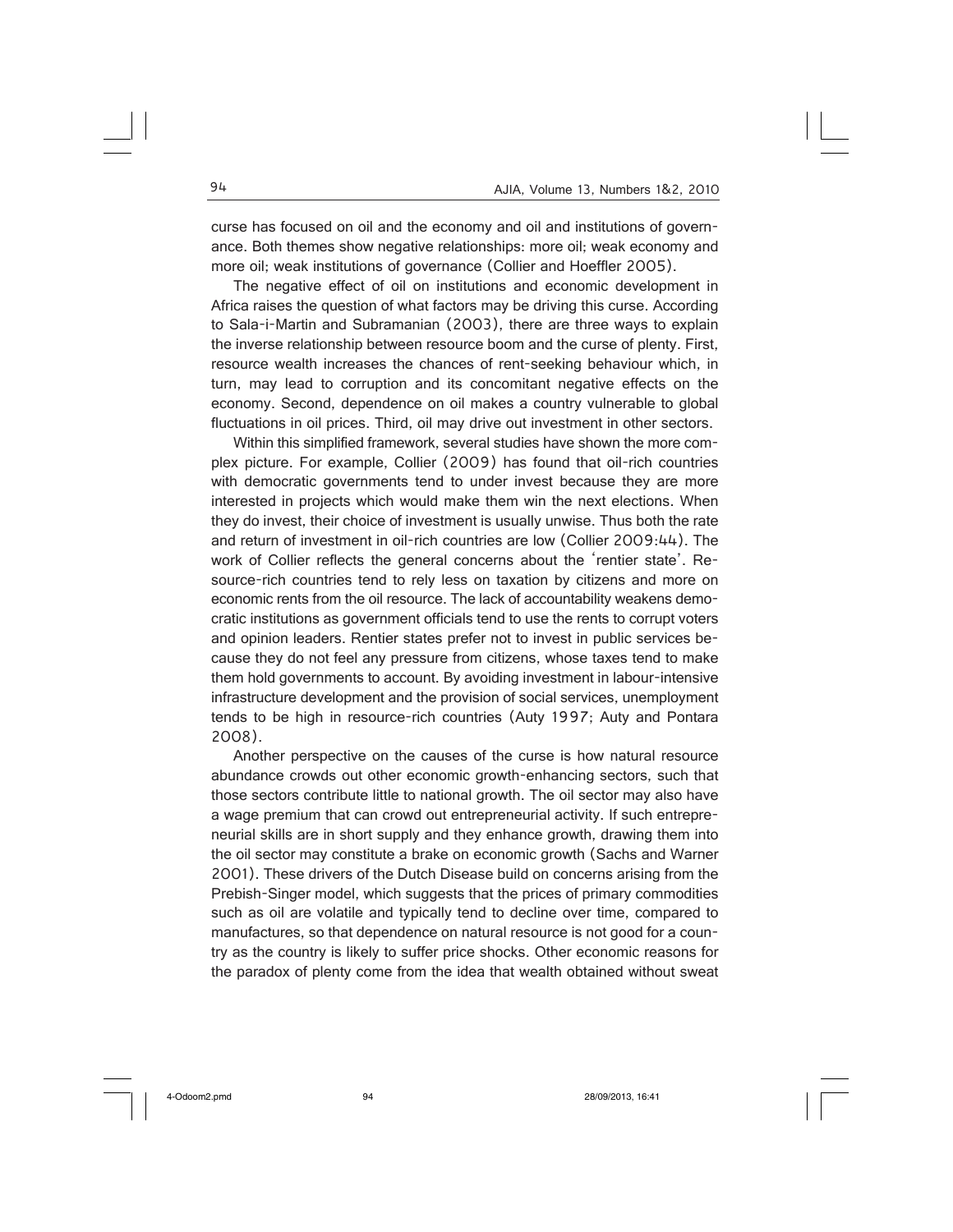curse has focused on oil and the economy and oil and institutions of governance. Both themes show negative relationships: more oil; weak economy and more oil; weak institutions of governance (Collier and Hoeffler 2005).

The negative effect of oil on institutions and economic development in Africa raises the question of what factors may be driving this curse. According to Sala-i-Martin and Subramanian (2003), there are three ways to explain the inverse relationship between resource boom and the curse of plenty. First, resource wealth increases the chances of rent-seeking behaviour which, in turn, may lead to corruption and its concomitant negative effects on the economy. Second, dependence on oil makes a country vulnerable to global fluctuations in oil prices. Third, oil may drive out investment in other sectors.

Within this simplified framework, several studies have shown the more complex picture. For example, Collier (2009) has found that oil-rich countries with democratic governments tend to under invest because they are more interested in projects which would make them win the next elections. When they do invest, their choice of investment is usually unwise. Thus both the rate and return of investment in oil-rich countries are low (Collier 2009:44). The work of Collier reflects the general concerns about the 'rentier state'. Resource-rich countries tend to rely less on taxation by citizens and more on economic rents from the oil resource. The lack of accountability weakens democratic institutions as government officials tend to use the rents to corrupt voters and opinion leaders. Rentier states prefer not to invest in public services because they do not feel any pressure from citizens, whose taxes tend to make them hold governments to account. By avoiding investment in labour-intensive infrastructure development and the provision of social services, unemployment tends to be high in resource-rich countries (Auty 1997; Auty and Pontara 2008).

Another perspective on the causes of the curse is how natural resource abundance crowds out other economic growth-enhancing sectors, such that those sectors contribute little to national growth. The oil sector may also have a wage premium that can crowd out entrepreneurial activity. If such entrepreneurial skills are in short supply and they enhance growth, drawing them into the oil sector may constitute a brake on economic growth (Sachs and Warner 2001). These drivers of the Dutch Disease build on concerns arising from the Prebish-Singer model, which suggests that the prices of primary commodities such as oil are volatile and typically tend to decline over time, compared to manufactures, so that dependence on natural resource is not good for a country as the country is likely to suffer price shocks. Other economic reasons for the paradox of plenty come from the idea that wealth obtained without sweat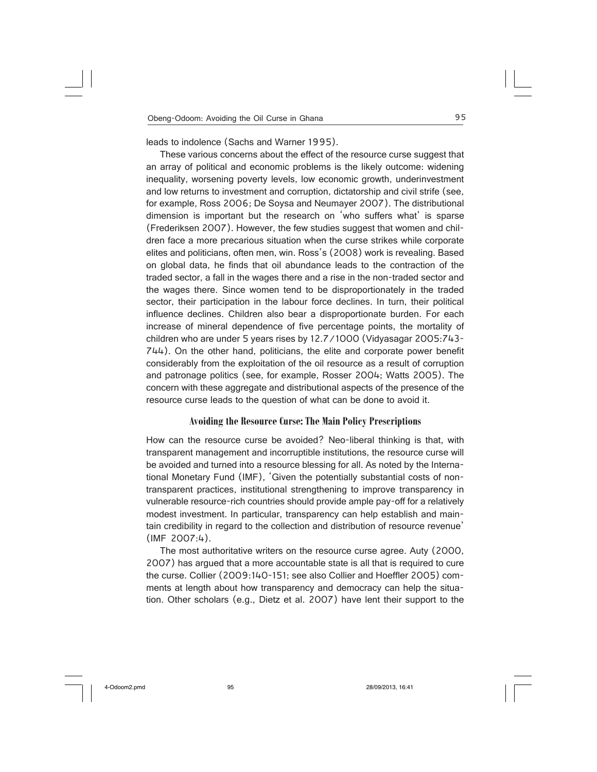leads to indolence (Sachs and Warner 1995).

These various concerns about the effect of the resource curse suggest that an array of political and economic problems is the likely outcome: widening inequality, worsening poverty levels, low economic growth, underinvestment and low returns to investment and corruption, dictatorship and civil strife (see, for example, Ross 2006; De Soysa and Neumayer 2007). The distributional dimension is important but the research on 'who suffers what' is sparse (Frederiksen 2007). However, the few studies suggest that women and children face a more precarious situation when the curse strikes while corporate elites and politicians, often men, win. Ross's (2008) work is revealing. Based on global data, he finds that oil abundance leads to the contraction of the traded sector, a fall in the wages there and a rise in the non-traded sector and the wages there. Since women tend to be disproportionately in the traded sector, their participation in the labour force declines. In turn, their political influence declines. Children also bear a disproportionate burden. For each increase of mineral dependence of five percentage points, the mortality of children who are under 5 years rises by 12.7/1000 (Vidyasagar 2005:743-744). On the other hand, politicians, the elite and corporate power benefit considerably from the exploitation of the oil resource as a result of corruption and patronage politics (see, for example, Rosser 2004; Watts 2005). The concern with these aggregate and distributional aspects of the presence of the resource curse leads to the question of what can be done to avoid it.

## Avoiding the Resource Curse: The Main Policy Prescriptions

How can the resource curse be avoided? Neo-liberal thinking is that, with transparent management and incorruptible institutions, the resource curse will be avoided and turned into a resource blessing for all. As noted by the International Monetary Fund (IMF), 'Given the potentially substantial costs of non-transparent practices, institutional strengthening to improve transparency in vulnerable resource-rich countries should provide ample pay-off for a relatively modest investment. In particular, transparency can help establish and maintain credibility in regard to the collection and distribution of resource revenue' (IMF 2007:4).

The most authoritative writers on the resource curse agree. Auty (2000, 2007) has argued that a more accountable state is all that is required to cure the curse. Collier (2009:140-151; see also Collier and Hoeffler 2005) comments at length about how transparency and democracy can help the situation. Other scholars (e.g., Dietz et al. 2007) have lent their support to the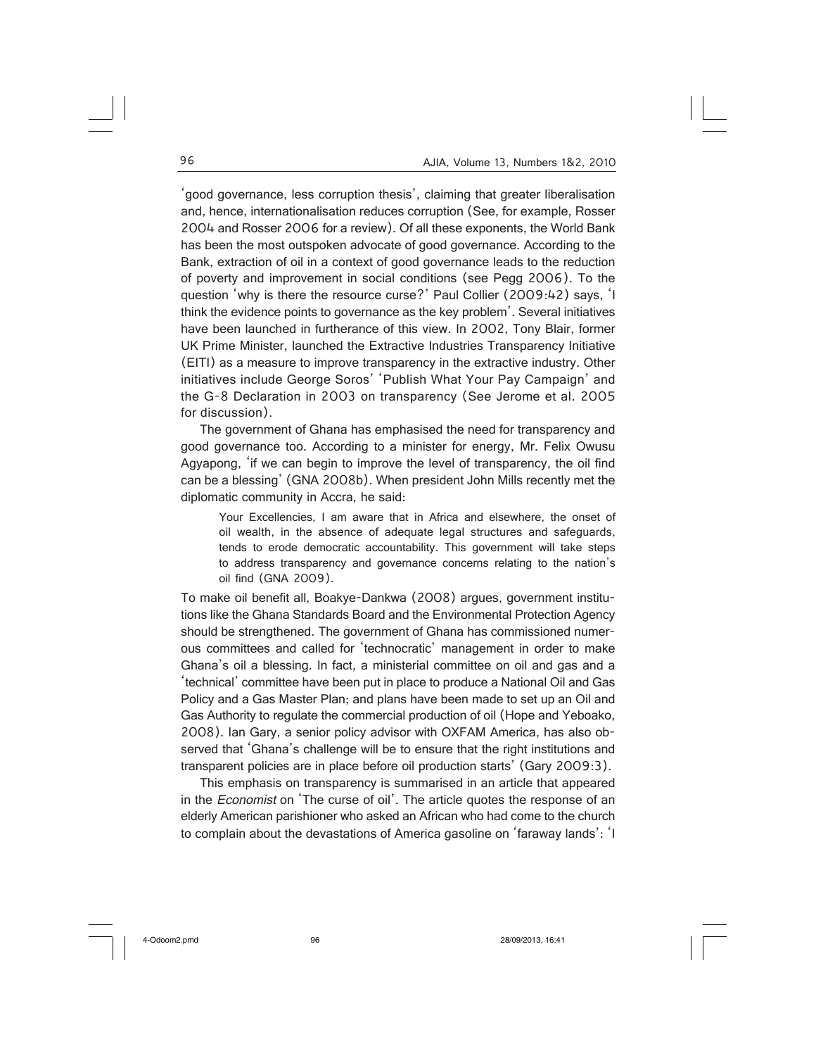'good governance, less corruption thesis', claiming that greater liberalisation and, hence, internationalisation reduces corruption (See, for example, Rosser 2004 and Rosser 2006 for a review). Of all these exponents, the World Bank has been the most outspoken advocate of good governance. According to the Bank, extraction of oil in a context of good governance leads to the reduction of poverty and improvement in social conditions (see Pegg 2006). To the question 'why is there the resource curse?' Paul Collier (2009:42) says, 'I think the evidence points to governance as the key problem'. Several initiatives have been launched in furtherance of this view. In 2002, Tony Blair, former UK Prime Minister, launched the Extractive Industries Transparency Initiative (EITI) as a measure to improve transparency in the extractive industry. Other initiatives include George Soros' 'Publish What Your Pay Campaign' and the G-8 Declaration in 2003 on transparency (See Jerome et al. 2005 for discussion).

The government of Ghana has emphasised the need for transparency and good governance too. According to a minister for energy, Mr. Felix Owusu Agyapong, 'if we can begin to improve the level of transparency, the oil find can be a blessing' (GNA 2008b). When president John Mills recently met the diplomatic community in Accra, he said:

> Your Excellencies, I am aware that in Africa and elsewhere, the onset of oil wealth, in the absence of adequate legal structures and safeguards, tends to erode democratic accountability. This government will take steps to address transparency and governance concerns relating to the nation's oil find (GNA 2009).

To make oil benefit all, Boakye-Dankwa (2008) argues, government institutions like the Ghana Standards Board and the Environmental Protection Agency should be strengthened. The government of Ghana has commissioned numerous committees and called for 'technocratic' management in order to make Ghana's oil a blessing. In fact, a ministerial committee on oil and gas and a 'technical' committee have been put in place to produce a National Oil and Gas Policy and a Gas Master Plan; and plans have been made to set up an Oil and Gas Authority to regulate the commercial production of oil (Hope and Yeboako, 2008). Ian Gary, a senior policy advisor with OXFAM America, has also observed that 'Ghana's challenge will be to ensure that the right institutions and transparent policies are in place before oil production starts' (Gary 2009:3).

This emphasis on transparency is summarised in an article that appeared in the *Economist* on 'The curse of oil'. The article quotes the response of an elderly American parishioner who asked an African who had come to the church to complain about the devastations of America gasoline on 'faraway lands': 'I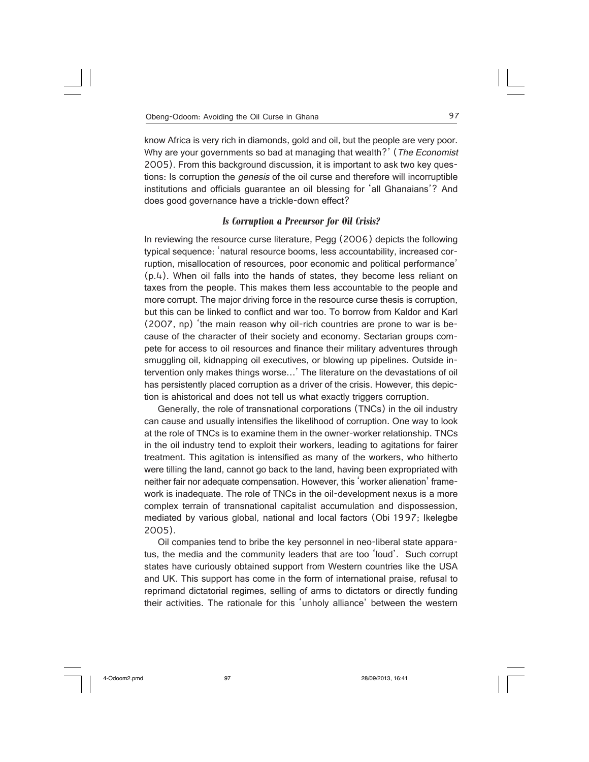know Africa is very rich in diamonds, gold and oil, but the people are very poor. Why are your governments so bad at managing that wealth?' (*The Economist* 2005). From this background discussion, it is important to ask two key questions: Is corruption the *genesis* of the oil curse and therefore will incorruptible institutions and officials guarantee an oil blessing for 'all Ghanaians'? And does good governance have a trickle-down effect?

### *Is Corruption a Precursor for Oil Crisis?*

In reviewing the resource curse literature, Pegg (2006) depicts the following typical sequence: 'natural resource booms, less accountability, increased corruption, misallocation of resources, poor economic and political performance' (p.4). When oil falls into the hands of states, they become less reliant on taxes from the people. This makes them less accountable to the people and more corrupt. The major driving force in the resource curse thesis is corruption, but this can be linked to conflict and war too. To borrow from Kaldor and Karl (2007, np) 'the main reason why oil-rich countries are prone to war is because of the character of their society and economy. Sectarian groups compete for access to oil resources and finance their military adventures through smuggling oil, kidnapping oil executives, or blowing up pipelines. Outside intervention only makes things worse…' The literature on the devastations of oil has persistently placed corruption as a driver of the crisis. However, this depiction is ahistorical and does not tell us what exactly triggers corruption.

Generally, the role of transnational corporations (TNCs) in the oil industry can cause and usually intensifies the likelihood of corruption. One way to look at the role of TNCs is to examine them in the owner-worker relationship. TNCs in the oil industry tend to exploit their workers, leading to agitations for fairer treatment. This agitation is intensified as many of the workers, who hitherto were tilling the land, cannot go back to the land, having been expropriated with neither fair nor adequate compensation. However, this 'worker alienation' framework is inadequate. The role of TNCs in the oil-development nexus is a more complex terrain of transnational capitalist accumulation and dispossession, mediated by various global, national and local factors (Obi 1997; Ikelegbe 2005).

Oil companies tend to bribe the key personnel in neo-liberal state apparatus, the media and the community leaders that are too 'loud'. Such corrupt states have curiously obtained support from Western countries like the USA and UK. This support has come in the form of international praise, refusal to reprimand dictatorial regimes, selling of arms to dictators or directly funding their activities. The rationale for this 'unholy alliance' between the western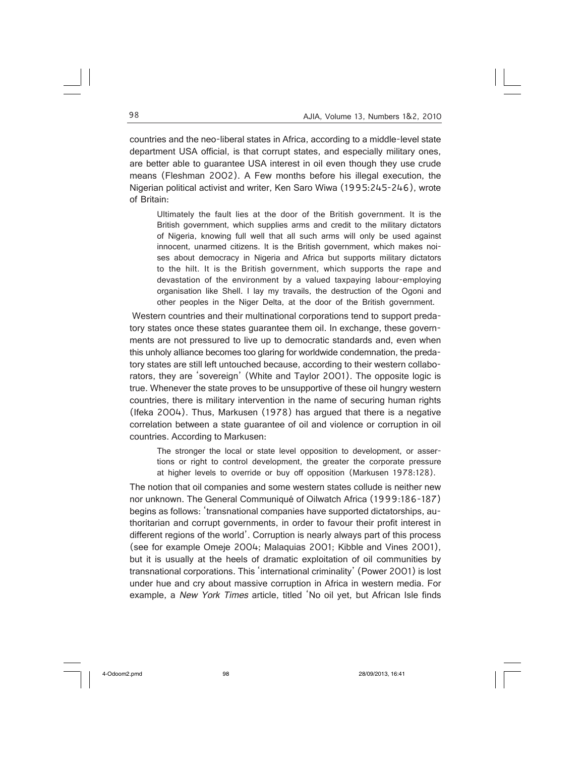countries and the neo-liberal states in Africa, according to a middle-level state department USA official, is that corrupt states, and especially military ones, are better able to guarantee USA interest in oil even though they use crude means (Fleshman 2002). A Few months before his illegal execution, the Nigerian political activist and writer, Ken Saro Wiwa (1995:245-246), wrote of Britain:

> Ultimately the fault lies at the door of the British government. It is the British government, which supplies arms and credit to the military dictators of Nigeria, knowing full well that all such arms will only be used against innocent, unarmed citizens. It is the British government, which makes noises about democracy in Nigeria and Africa but supports military dictators to the hilt. It is the British government, which supports the rape and devastation of the environment by a valued taxpaying labour-employing organisation like Shell. I lay my travails, the destruction of the Ogoni and other peoples in the Niger Delta, at the door of the British government.

Western countries and their multinational corporations tend to support predatory states once these states guarantee them oil. In exchange, these governments are not pressured to live up to democratic standards and, even when this unholy alliance becomes too glaring for worldwide condemnation, the predatory states are still left untouched because, according to their western collaborators, they are 'sovereign' (White and Taylor 2001). The opposite logic is true. Whenever the state proves to be unsupportive of these oil hungry western countries, there is military intervention in the name of securing human rights (Ifeka 2004). Thus, Markusen (1978) has argued that there is a negative correlation between a state guarantee of oil and violence or corruption in oil countries. According to Markusen:

> The stronger the local or state level opposition to development, or assertions or right to control development, the greater the corporate pressure at higher levels to override or buy off opposition (Markusen 1978:128).

The notion that oil companies and some western states collude is neither new nor unknown. The General Communiqué of Oilwatch Africa (1999:186-187) begins as follows: 'transnational companies have supported dictatorships, authoritarian and corrupt governments, in order to favour their profit interest in different regions of the world'. Corruption is nearly always part of this process (see for example Omeje 2004; Malaquias 2001; Kibble and Vines 2001), but it is usually at the heels of dramatic exploitation of oil communities by transnational corporations. This 'international criminality' (Power 2001) is lost under hue and cry about massive corruption in Africa in western media. For example, a *New York Times* article, titled 'No oil yet, but African Isle finds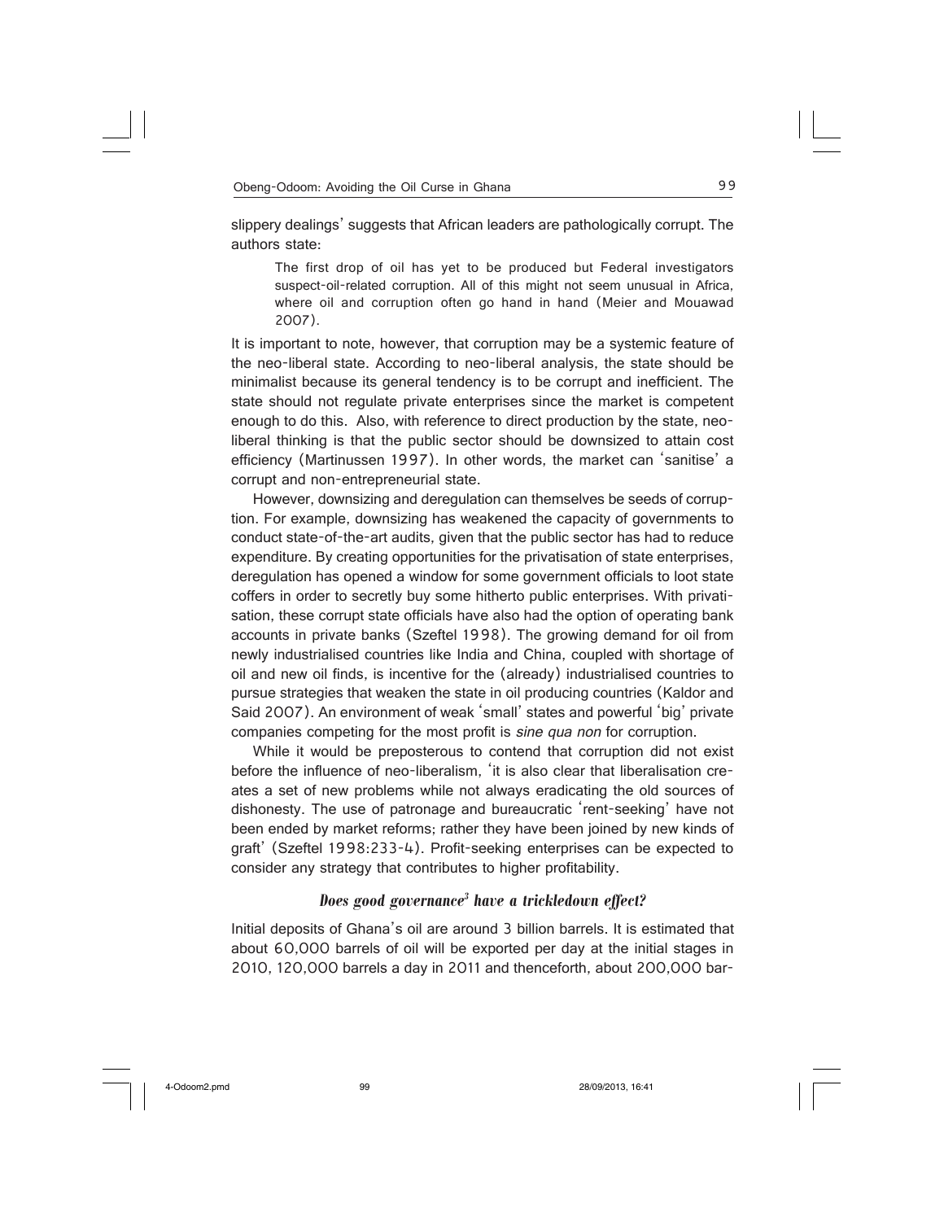slippery dealings' suggests that African leaders are pathologically corrupt. The authors state:

> The first drop of oil has yet to be produced but Federal investigators suspect-oil-related corruption. All of this might not seem unusual in Africa, where oil and corruption often go hand in hand (Meier and Mouawad 2007).

It is important to note, however, that corruption may be a systemic feature of the neo-liberal state. According to neo-liberal analysis, the state should be minimalist because its general tendency is to be corrupt and inefficient. The state should not regulate private enterprises since the market is competent enough to do this. Also, with reference to direct production by the state, neo-liberal thinking is that the public sector should be downsized to attain cost efficiency (Martinussen 1997). In other words, the market can 'sanitise' a corrupt and non-entrepreneurial state.

However, downsizing and deregulation can themselves be seeds of corruption. For example, downsizing has weakened the capacity of governments to conduct state-of-the-art audits, given that the public sector has had to reduce expenditure. By creating opportunities for the privatisation of state enterprises, deregulation has opened a window for some government officials to loot state coffers in order to secretly buy some hitherto public enterprises. With privatisation, these corrupt state officials have also had the option of operating bank accounts in private banks (Szeftel 1998). The growing demand for oil from newly industrialised countries like India and China, coupled with shortage of oil and new oil finds, is incentive for the (already) industrialised countries to pursue strategies that weaken the state in oil producing countries (Kaldor and Said 2007). An environment of weak 'small' states and powerful 'big' private companies competing for the most profit is *sine qua non* for corruption.

While it would be preposterous to contend that corruption did not exist before the influence of neo-liberalism, 'it is also clear that liberalisation creates a set of new problems while not always eradicating the old sources of dishonesty. The use of patronage and bureaucratic 'rent-seeking' have not been ended by market reforms; rather they have been joined by new kinds of graft' (Szeftel 1998:233-4). Profit-seeking enterprises can be expected to consider any strategy that contributes to higher profitability.

### *Does good governance[3] have a trickledown effect?*

Initial deposits of Ghana's oil are around 3 billion barrels. It is estimated that about 60,000 barrels of oil will be exported per day at the initial stages in 2010, 120,000 barrels a day in 2011 and thenceforth, about 200,000 bar-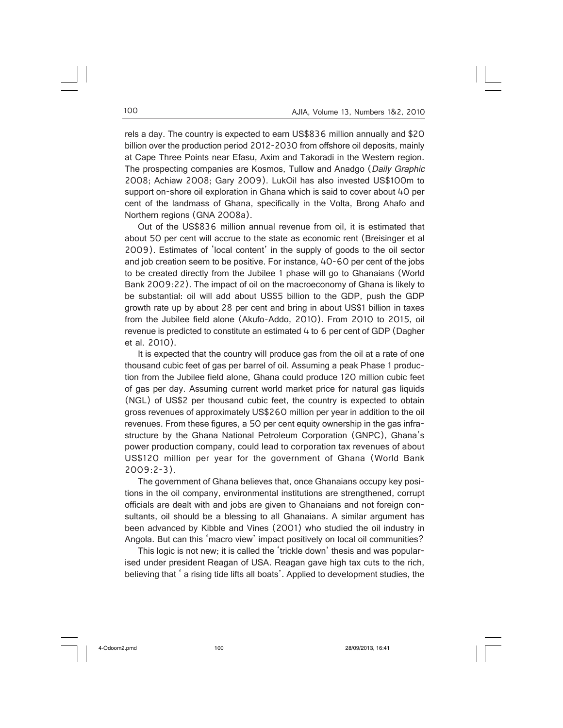rels a day. The country is expected to earn US$836 million annually and $20 billion over the production period 2012-2030 from offshore oil deposits, mainly at Cape Three Points near Efasu, Axim and Takoradi in the Western region. The prospecting companies are Kosmos, Tullow and Anadgo (*Daily Graphic* 2008; Achiaw 2008; Gary 2009). LukOil has also invested US$100m to support on-shore oil exploration in Ghana which is said to cover about 40 per cent of the landmass of Ghana, specifically in the Volta, Brong Ahafo and Northern regions (GNA 2008a).

Out of the US$836 million annual revenue from oil, it is estimated that about 50 per cent will accrue to the state as economic rent (Breisinger et al 2009). Estimates of 'local content' in the supply of goods to the oil sector and job creation seem to be positive. For instance, 40-60 per cent of the jobs to be created directly from the Jubilee 1 phase will go to Ghanaians (World Bank 2009:22). The impact of oil on the macroeconomy of Ghana is likely to be substantial: oil will add about US$5 billion to the GDP, push the GDP growth rate up by about 28 per cent and bring in about US$1 billion in taxes from the Jubilee field alone (Akufo-Addo, 2010). From 2010 to 2015, oil revenue is predicted to constitute an estimated 4 to 6 per cent of GDP (Dagher et al. 2010).

It is expected that the country will produce gas from the oil at a rate of one thousand cubic feet of gas per barrel of oil. Assuming a peak Phase 1 production from the Jubilee field alone, Ghana could produce 120 million cubic feet of gas per day. Assuming current world market price for natural gas liquids (NGL) of US$2 per thousand cubic feet, the country is expected to obtain gross revenues of approximately US$260 million per year in addition to the oil revenues. From these figures, a 50 per cent equity ownership in the gas infrastructure by the Ghana National Petroleum Corporation (GNPC), Ghana's power production company, could lead to corporation tax revenues of about US$120 million per year for the government of Ghana (World Bank 2009:2-3).

The government of Ghana believes that, once Ghanaians occupy key positions in the oil company, environmental institutions are strengthened, corrupt officials are dealt with and jobs are given to Ghanaians and not foreign consultants, oil should be a blessing to all Ghanaians. A similar argument has been advanced by Kibble and Vines (2001) who studied the oil industry in Angola. But can this 'macro view' impact positively on local oil communities?

This logic is not new; it is called the 'trickle down' thesis and was popularised under president Reagan of USA. Reagan gave high tax cuts to the rich, believing that ' a rising tide lifts all boats'. Applied to development studies, the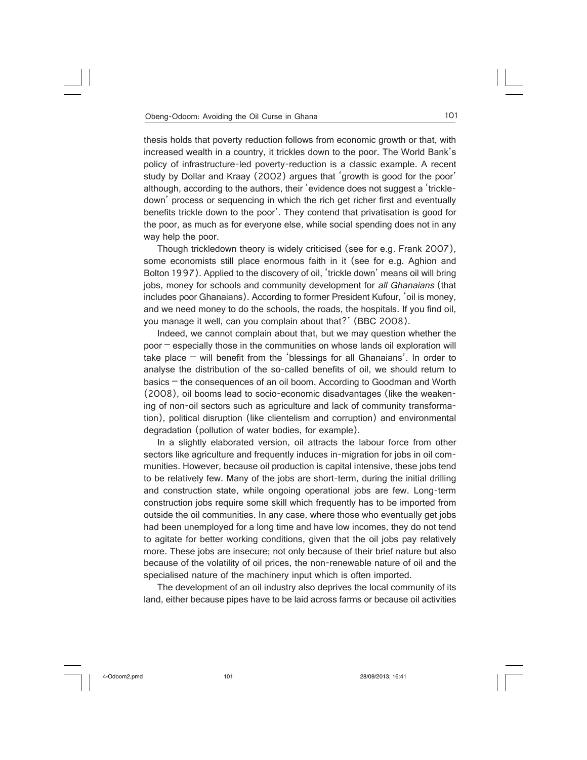thesis holds that poverty reduction follows from economic growth or that, with increased wealth in a country, it trickles down to the poor. The World Bank's policy of infrastructure-led poverty-reduction is a classic example. A recent study by Dollar and Kraay (2002) argues that 'growth is good for the poor' although, according to the authors, their 'evidence does not suggest a 'trickle-down' process or sequencing in which the rich get richer first and eventually benefits trickle down to the poor'. They contend that privatisation is good for the poor, as much as for everyone else, while social spending does not in any way help the poor.

Though trickledown theory is widely criticised (see for e.g. Frank 2007), some economists still place enormous faith in it (see for e.g. Aghion and Bolton 1997). Applied to the discovery of oil, 'trickle down' means oil will bring jobs, money for schools and community development for *all Ghanaians* (that includes poor Ghanaians). According to former President Kufour, 'oil is money, and we need money to do the schools, the roads, the hospitals. If you find oil, you manage it well, can you complain about that?' (BBC 2008).

Indeed, we cannot complain about that, but we may question whether the poor – especially those in the communities on whose lands oil exploration will take place – will benefit from the 'blessings for all Ghanaians'. In order to analyse the distribution of the so-called benefits of oil, we should return to basics – the consequences of an oil boom. According to Goodman and Worth (2008), oil booms lead to socio-economic disadvantages (like the weakening of non-oil sectors such as agriculture and lack of community transformation), political disruption (like clientelism and corruption) and environmental degradation (pollution of water bodies, for example).

In a slightly elaborated version, oil attracts the labour force from other sectors like agriculture and frequently induces in-migration for jobs in oil communities. However, because oil production is capital intensive, these jobs tend to be relatively few. Many of the jobs are short-term, during the initial drilling and construction state, while ongoing operational jobs are few. Long-term construction jobs require some skill which frequently has to be imported from outside the oil communities. In any case, where those who eventually get jobs had been unemployed for a long time and have low incomes, they do not tend to agitate for better working conditions, given that the oil jobs pay relatively more. These jobs are insecure; not only because of their brief nature but also because of the volatility of oil prices, the non-renewable nature of oil and the specialised nature of the machinery input which is often imported.

The development of an oil industry also deprives the local community of its land, either because pipes have to be laid across farms or because oil activities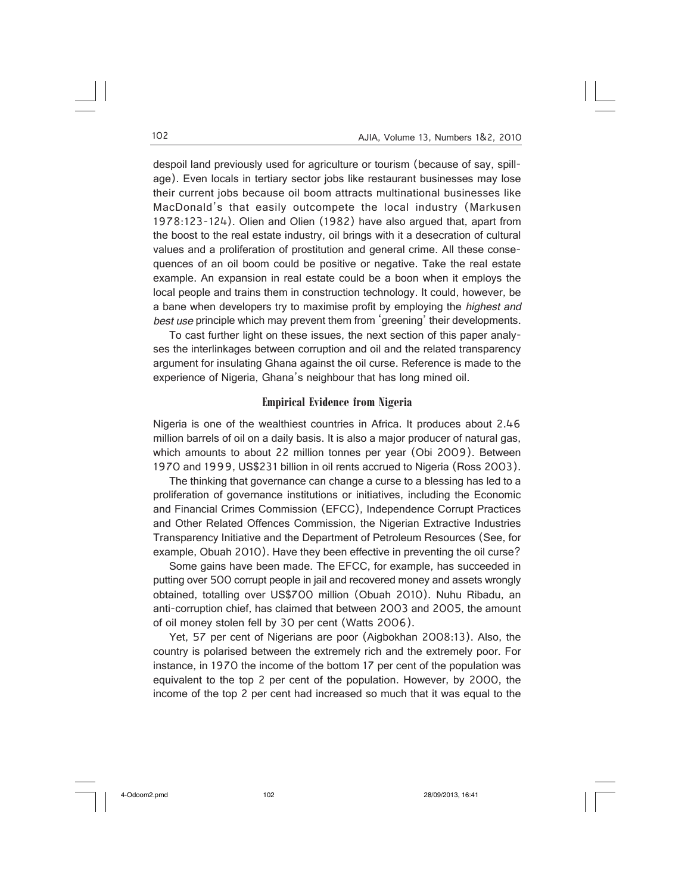despoil land previously used for agriculture or tourism (because of say, spillage). Even locals in tertiary sector jobs like restaurant businesses may lose their current jobs because oil boom attracts multinational businesses like MacDonald's that easily outcompete the local industry (Markusen 1978:123-124). Olien and Olien (1982) have also argued that, apart from the boost to the real estate industry, oil brings with it a desecration of cultural values and a proliferation of prostitution and general crime. All these consequences of an oil boom could be positive or negative. Take the real estate example. An expansion in real estate could be a boon when it employs the local people and trains them in construction technology. It could, however, be a bane when developers try to maximise profit by employing the *highest and best use* principle which may prevent them from 'greening' their developments.

To cast further light on these issues, the next section of this paper analyses the interlinkages between corruption and oil and the related transparency argument for insulating Ghana against the oil curse. Reference is made to the experience of Nigeria, Ghana's neighbour that has long mined oil.

## Empirical Evidence from Nigeria

Nigeria is one of the wealthiest countries in Africa. It produces about 2.46 million barrels of oil on a daily basis. It is also a major producer of natural gas, which amounts to about 22 million tonnes per year (Obi 2009). Between 1970 and 1999, US$231 billion in oil rents accrued to Nigeria (Ross 2003).

The thinking that governance can change a curse to a blessing has led to a proliferation of governance institutions or initiatives, including the Economic and Financial Crimes Commission (EFCC), Independence Corrupt Practices and Other Related Offences Commission, the Nigerian Extractive Industries Transparency Initiative and the Department of Petroleum Resources (See, for example, Obuah 2010). Have they been effective in preventing the oil curse?

Some gains have been made. The EFCC, for example, has succeeded in putting over 500 corrupt people in jail and recovered money and assets wrongly obtained, totalling over US$700 million (Obuah 2010). Nuhu Ribadu, an anti-corruption chief, has claimed that between 2003 and 2005, the amount of oil money stolen fell by 30 per cent (Watts 2006).

Yet, 57 per cent of Nigerians are poor (Aigbokhan 2008:13). Also, the country is polarised between the extremely rich and the extremely poor. For instance, in 1970 the income of the bottom 17 per cent of the population was equivalent to the top 2 per cent of the population. However, by 2000, the income of the top 2 per cent had increased so much that it was equal to the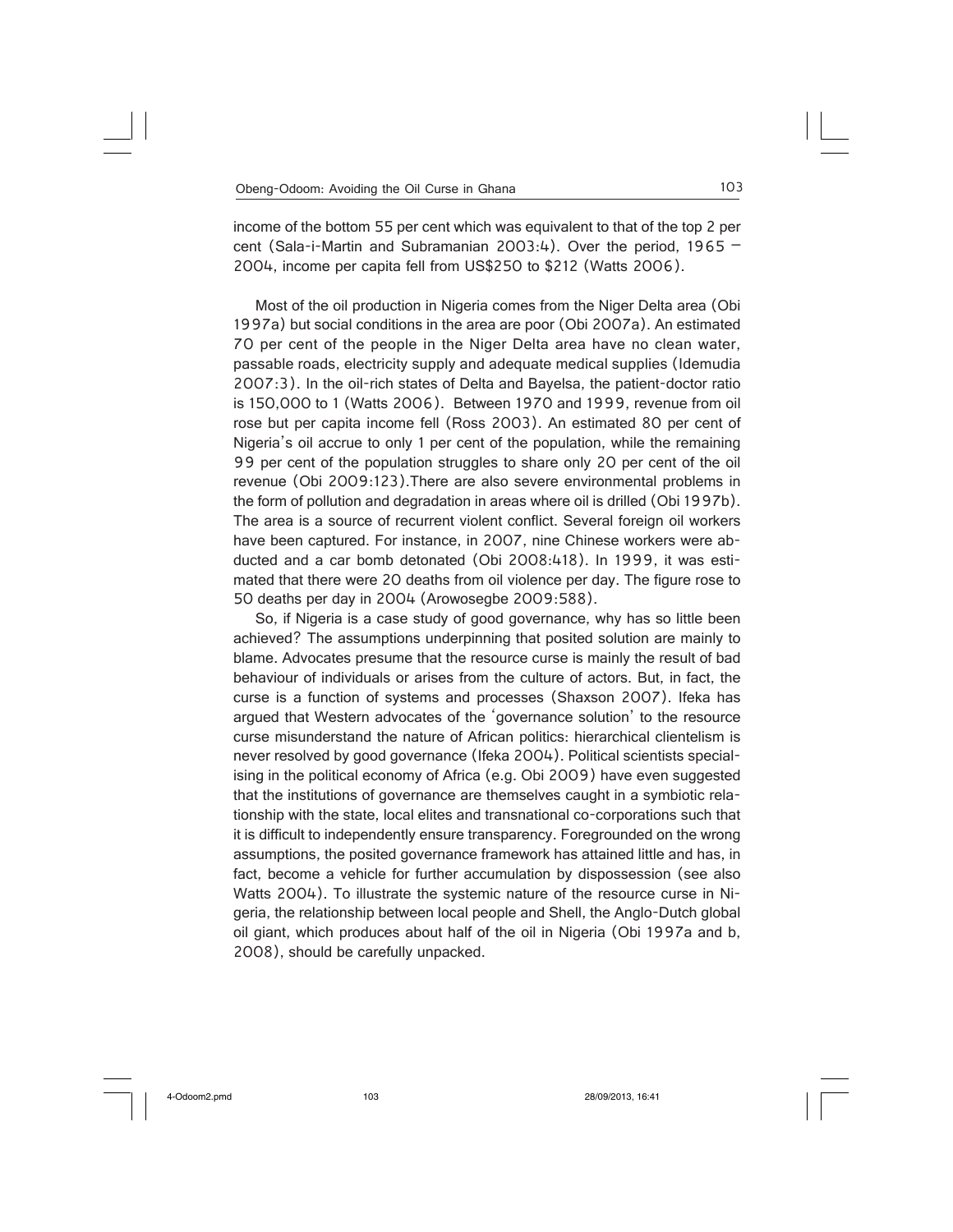income of the bottom 55 per cent which was equivalent to that of the top 2 per cent (Sala-i-Martin and Subramanian 2003:4). Over the period, 1965 – 2004, income per capita fell from US$250 to $212 (Watts 2006).

Most of the oil production in Nigeria comes from the Niger Delta area (Obi 1997a) but social conditions in the area are poor (Obi 2007a). An estimated 70 per cent of the people in the Niger Delta area have no clean water, passable roads, electricity supply and adequate medical supplies (Idemudia 2007:3). In the oil-rich states of Delta and Bayelsa, the patient-doctor ratio is 150,000 to 1 (Watts 2006). Between 1970 and 1999, revenue from oil rose but per capita income fell (Ross 2003). An estimated 80 per cent of Nigeria's oil accrue to only 1 per cent of the population, while the remaining 99 per cent of the population struggles to share only 20 per cent of the oil revenue (Obi 2009:123).There are also severe environmental problems in the form of pollution and degradation in areas where oil is drilled (Obi 1997b). The area is a source of recurrent violent conflict. Several foreign oil workers have been captured. For instance, in 2007, nine Chinese workers were abducted and a car bomb detonated (Obi 2008:418). In 1999, it was estimated that there were 20 deaths from oil violence per day. The figure rose to 50 deaths per day in 2004 (Arowosegbe 2009:588).

So, if Nigeria is a case study of good governance, why has so little been achieved? The assumptions underpinning that posited solution are mainly to blame. Advocates presume that the resource curse is mainly the result of bad behaviour of individuals or arises from the culture of actors. But, in fact, the curse is a function of systems and processes (Shaxson 2007). Ifeka has argued that Western advocates of the 'governance solution' to the resource curse misunderstand the nature of African politics: hierarchical clientelism is never resolved by good governance (Ifeka 2004). Political scientists specialising in the political economy of Africa (e.g. Obi 2009) have even suggested that the institutions of governance are themselves caught in a symbiotic relationship with the state, local elites and transnational co-corporations such that it is difficult to independently ensure transparency. Foregrounded on the wrong assumptions, the posited governance framework has attained little and has, in fact, become a vehicle for further accumulation by dispossession (see also Watts 2004). To illustrate the systemic nature of the resource curse in Nigeria, the relationship between local people and Shell, the Anglo-Dutch global oil giant, which produces about half of the oil in Nigeria (Obi 1997a and b, 2008), should be carefully unpacked.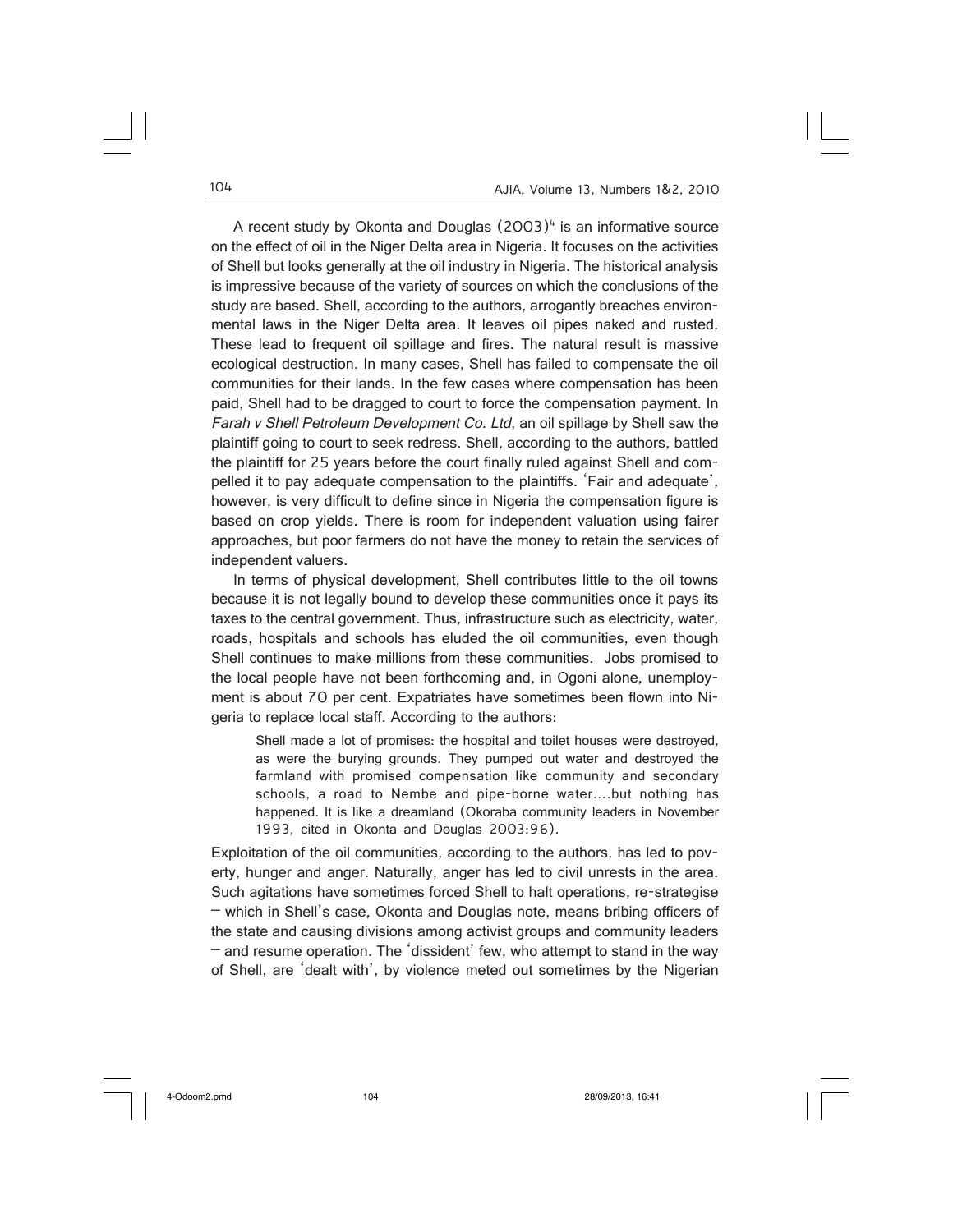A recent study by Okonta and Douglas (2003)[4] is an informative source on the effect of oil in the Niger Delta area in Nigeria. It focuses on the activities of Shell but looks generally at the oil industry in Nigeria. The historical analysis is impressive because of the variety of sources on which the conclusions of the study are based. Shell, according to the authors, arrogantly breaches environmental laws in the Niger Delta area. It leaves oil pipes naked and rusted. These lead to frequent oil spillage and fires. The natural result is massive ecological destruction. In many cases, Shell has failed to compensate the oil communities for their lands. In the few cases where compensation has been paid, Shell had to be dragged to court to force the compensation payment. In *Farah v Shell Petroleum Development Co. Ltd*, an oil spillage by Shell saw the plaintiff going to court to seek redress. Shell, according to the authors, battled the plaintiff for 25 years before the court finally ruled against Shell and compelled it to pay adequate compensation to the plaintiffs. 'Fair and adequate', however, is very difficult to define since in Nigeria the compensation figure is based on crop yields. There is room for independent valuation using fairer approaches, but poor farmers do not have the money to retain the services of independent valuers.

In terms of physical development, Shell contributes little to the oil towns because it is not legally bound to develop these communities once it pays its taxes to the central government. Thus, infrastructure such as electricity, water, roads, hospitals and schools has eluded the oil communities, even though Shell continues to make millions from these communities. Jobs promised to the local people have not been forthcoming and, in Ogoni alone, unemployment is about 70 per cent. Expatriates have sometimes been flown into Nigeria to replace local staff. According to the authors:

> Shell made a lot of promises: the hospital and toilet houses were destroyed, as were the burying grounds. They pumped out water and destroyed the farmland with promised compensation like community and secondary schools, a road to Nembe and pipe-borne water....but nothing has happened. It is like a dreamland (Okoraba community leaders in November 1993, cited in Okonta and Douglas 2003:96).

Exploitation of the oil communities, according to the authors, has led to poverty, hunger and anger. Naturally, anger has led to civil unrests in the area. Such agitations have sometimes forced Shell to halt operations, re-strategise – which in Shell's case, Okonta and Douglas note, means bribing officers of the state and causing divisions among activist groups and community leaders – and resume operation. The 'dissident' few, who attempt to stand in the way of Shell, are 'dealt with', by violence meted out sometimes by the Nigerian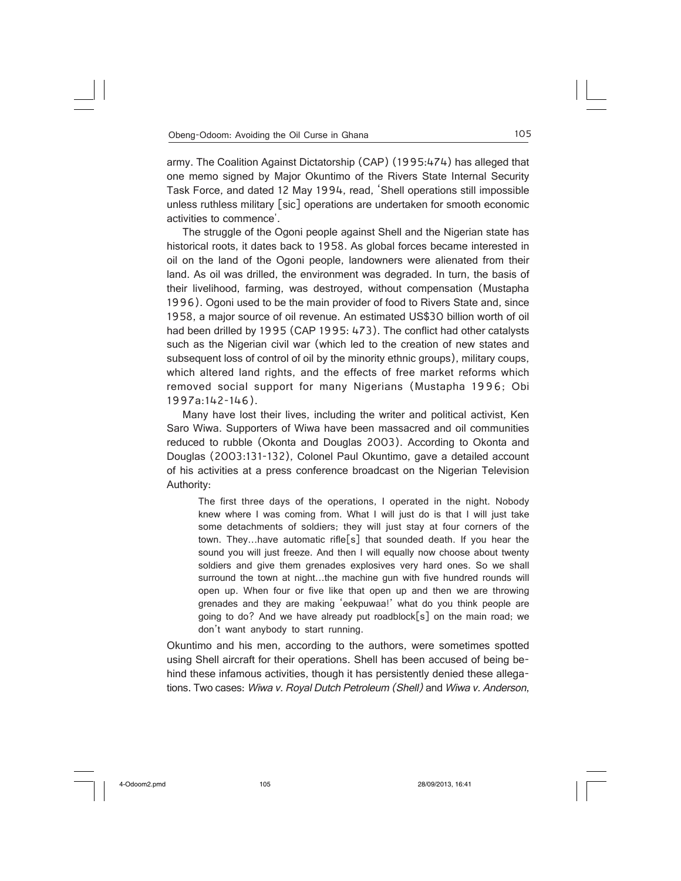army. The Coalition Against Dictatorship (CAP) (1995:474) has alleged that one memo signed by Major Okuntimo of the Rivers State Internal Security Task Force, and dated 12 May 1994, read, 'Shell operations still impossible unless ruthless military [sic] operations are undertaken for smooth economic activities to commence'.

The struggle of the Ogoni people against Shell and the Nigerian state has historical roots, it dates back to 1958. As global forces became interested in oil on the land of the Ogoni people, landowners were alienated from their land. As oil was drilled, the environment was degraded. In turn, the basis of their livelihood, farming, was destroyed, without compensation (Mustapha 1996). Ogoni used to be the main provider of food to Rivers State and, since 1958, a major source of oil revenue. An estimated US$30 billion worth of oil had been drilled by 1995 (CAP 1995: 473). The conflict had other catalysts such as the Nigerian civil war (which led to the creation of new states and subsequent loss of control of oil by the minority ethnic groups), military coups, which altered land rights, and the effects of free market reforms which removed social support for many Nigerians (Mustapha 1996; Obi 1997a:142-146).

Many have lost their lives, including the writer and political activist, Ken Saro Wiwa. Supporters of Wiwa have been massacred and oil communities reduced to rubble (Okonta and Douglas 2003). According to Okonta and Douglas (2003:131-132), Colonel Paul Okuntimo, gave a detailed account of his activities at a press conference broadcast on the Nigerian Television Authority:

> The first three days of the operations, I operated in the night. Nobody knew where I was coming from. What I will just do is that I will just take some detachments of soldiers; they will just stay at four corners of the town. They…have automatic rifle[s] that sounded death. If you hear the sound you will just freeze. And then I will equally now choose about twenty soldiers and give them grenades explosives very hard ones. So we shall surround the town at night…the machine gun with five hundred rounds will open up. When four or five like that open up and then we are throwing grenades and they are making 'eekpuwaa!' what do you think people are going to do? And we have already put roadblock[s] on the main road; we don't want anybody to start running.

Okuntimo and his men, according to the authors, were sometimes spotted using Shell aircraft for their operations. Shell has been accused of being behind these infamous activities, though it has persistently denied these allegations. Two cases: *Wiwa v. Royal Dutch Petroleum (Shell)* and *Wiwa v. Anderson*,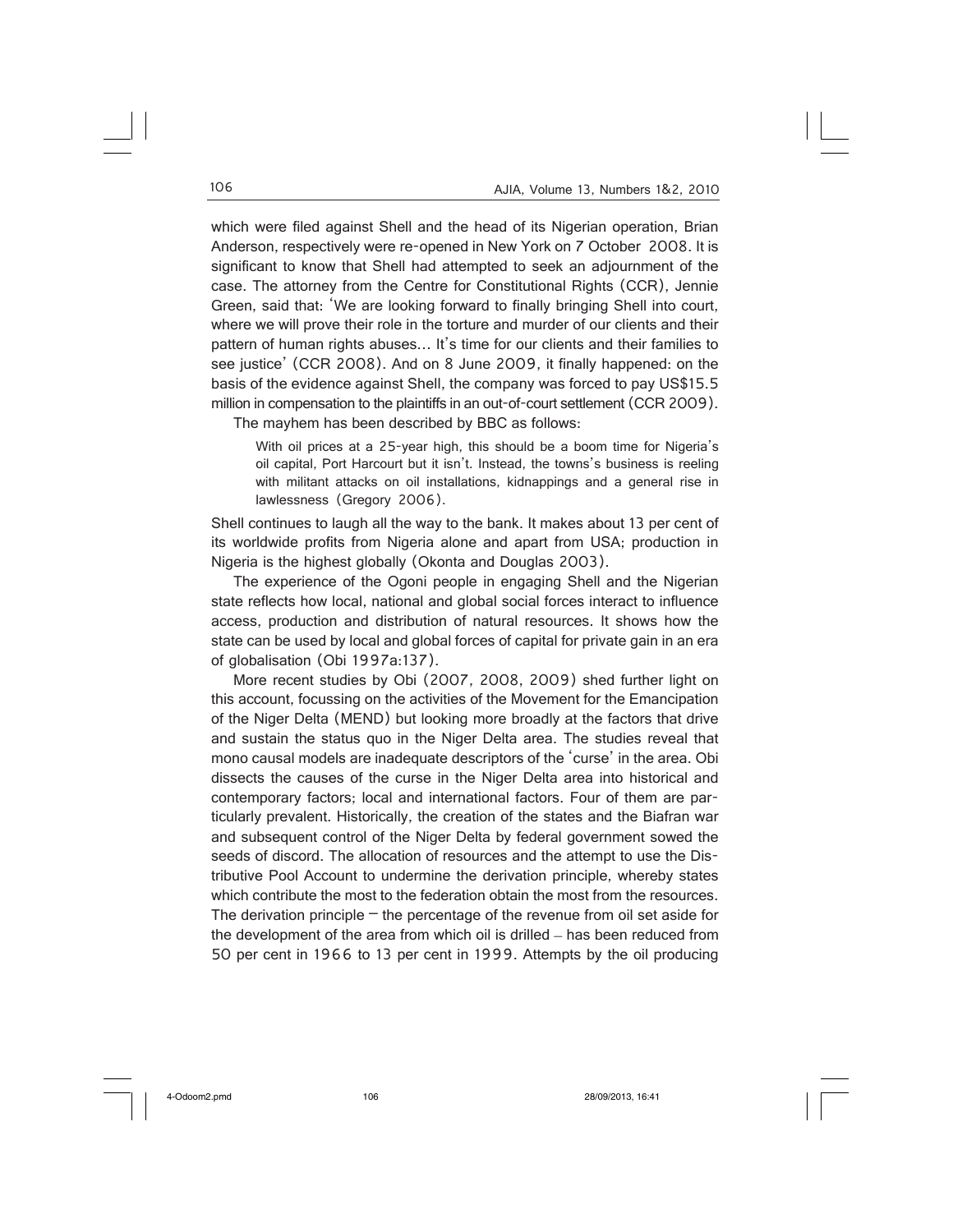which were filed against Shell and the head of its Nigerian operation, Brian Anderson, respectively were re-opened in New York on 7 October 2008. It is significant to know that Shell had attempted to seek an adjournment of the case. The attorney from the Centre for Constitutional Rights (CCR), Jennie Green, said that: 'We are looking forward to finally bringing Shell into court, where we will prove their role in the torture and murder of our clients and their pattern of human rights abuses… It's time for our clients and their families to see justice' (CCR 2008). And on 8 June 2009, it finally happened: on the basis of the evidence against Shell, the company was forced to pay US$15.5 million in compensation to the plaintiffs in an out-of-court settlement (CCR 2009).

The mayhem has been described by BBC as follows:

> With oil prices at a 25-year high, this should be a boom time for Nigeria's oil capital, Port Harcourt but it isn't. Instead, the towns's business is reeling with militant attacks on oil installations, kidnappings and a general rise in lawlessness (Gregory 2006).

Shell continues to laugh all the way to the bank. It makes about 13 per cent of its worldwide profits from Nigeria alone and apart from USA; production in Nigeria is the highest globally (Okonta and Douglas 2003).

The experience of the Ogoni people in engaging Shell and the Nigerian state reflects how local, national and global social forces interact to influence access, production and distribution of natural resources. It shows how the state can be used by local and global forces of capital for private gain in an era of globalisation (Obi 1997a:137).

More recent studies by Obi (2007, 2008, 2009) shed further light on this account, focussing on the activities of the Movement for the Emancipation of the Niger Delta (MEND) but looking more broadly at the factors that drive and sustain the status quo in the Niger Delta area. The studies reveal that mono causal models are inadequate descriptors of the 'curse' in the area. Obi dissects the causes of the curse in the Niger Delta area into historical and contemporary factors; local and international factors. Four of them are particularly prevalent. Historically, the creation of the states and the Biafran war and subsequent control of the Niger Delta by federal government sowed the seeds of discord. The allocation of resources and the attempt to use the Distributive Pool Account to undermine the derivation principle, whereby states which contribute the most to the federation obtain the most from the resources. The derivation principle – the percentage of the revenue from oil set aside for the development of the area from which oil is drilled – has been reduced from 50 per cent in 1966 to 13 per cent in 1999. Attempts by the oil producing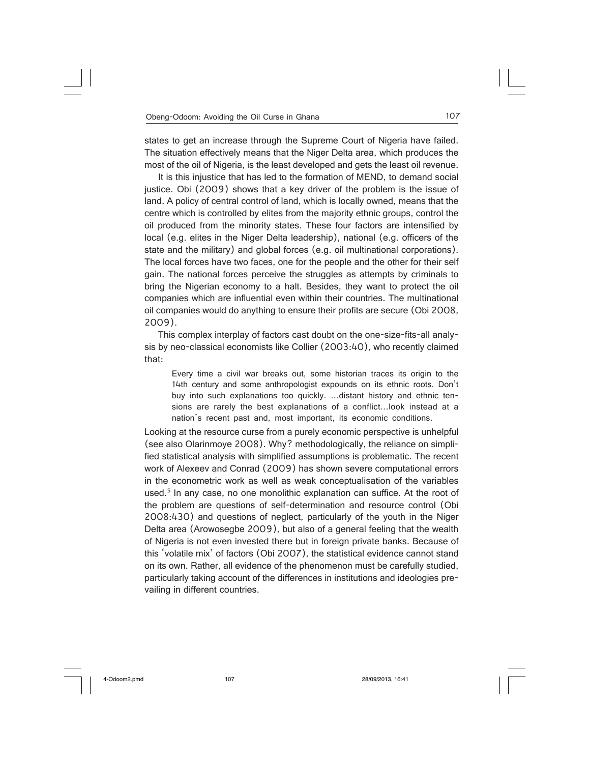states to get an increase through the Supreme Court of Nigeria have failed. The situation effectively means that the Niger Delta area, which produces the most of the oil of Nigeria, is the least developed and gets the least oil revenue.

It is this injustice that has led to the formation of MEND, to demand social justice. Obi (2009) shows that a key driver of the problem is the issue of land. A policy of central control of land, which is locally owned, means that the centre which is controlled by elites from the majority ethnic groups, control the oil produced from the minority states. These four factors are intensified by local (e.g. elites in the Niger Delta leadership), national (e.g. officers of the state and the military) and global forces (e.g. oil multinational corporations). The local forces have two faces, one for the people and the other for their self gain. The national forces perceive the struggles as attempts by criminals to bring the Nigerian economy to a halt. Besides, they want to protect the oil companies which are influential even within their countries. The multinational oil companies would do anything to ensure their profits are secure (Obi 2008, 2009).

This complex interplay of factors cast doubt on the one-size-fits-all analysis by neo-classical economists like Collier (2003:40), who recently claimed that:

> Every time a civil war breaks out, some historian traces its origin to the 14th century and some anthropologist expounds on its ethnic roots. Don't buy into such explanations too quickly. …distant history and ethnic tensions are rarely the best explanations of a conflict…look instead at a nation's recent past and, most important, its economic conditions.

Looking at the resource curse from a purely economic perspective is unhelpful (see also Olarinmoye 2008). Why? methodologically, the reliance on simplified statistical analysis with simplified assumptions is problematic. The recent work of Alexeev and Conrad (2009) has shown severe computational errors in the econometric work as well as weak conceptualisation of the variables used.[5] In any case, no one monolithic explanation can suffice. At the root of the problem are questions of self-determination and resource control (Obi 2008:430) and questions of neglect, particularly of the youth in the Niger Delta area (Arowosegbe 2009), but also of a general feeling that the wealth of Nigeria is not even invested there but in foreign private banks. Because of this 'volatile mix' of factors (Obi 2007), the statistical evidence cannot stand on its own. Rather, all evidence of the phenomenon must be carefully studied, particularly taking account of the differences in institutions and ideologies prevailing in different countries.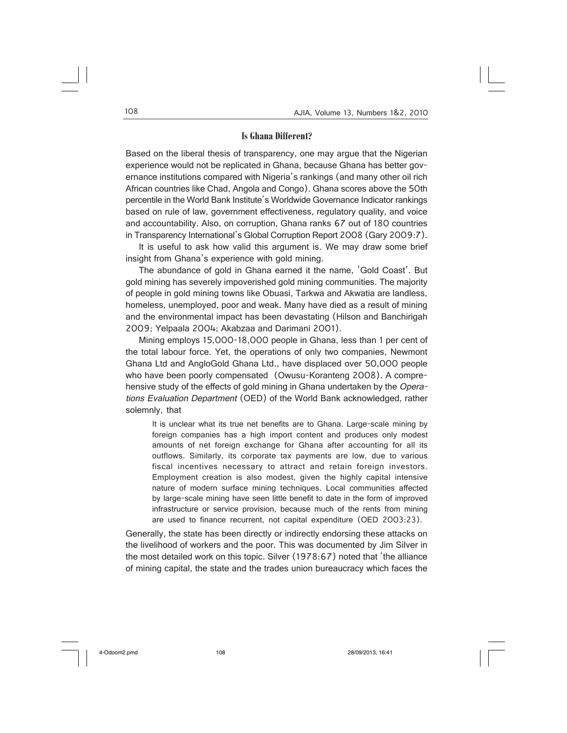## Is Ghana Different?

Based on the liberal thesis of transparency, one may argue that the Nigerian experience would not be replicated in Ghana, because Ghana has better governance institutions compared with Nigeria's rankings (and many other oil rich African countries like Chad, Angola and Congo). Ghana scores above the 50th percentile in the World Bank Institute's Worldwide Governance Indicator rankings based on rule of law, government effectiveness, regulatory quality, and voice and accountability. Also, on corruption, Ghana ranks 67 out of 180 countries in Transparency International's Global Corruption Report 2008 (Gary 2009:7).

It is useful to ask how valid this argument is. We may draw some brief insight from Ghana's experience with gold mining.

The abundance of gold in Ghana earned it the name, 'Gold Coast'. But gold mining has severely impoverished gold mining communities. The majority of people in gold mining towns like Obuasi, Tarkwa and Akwatia are landless, homeless, unemployed, poor and weak. Many have died as a result of mining and the environmental impact has been devastating (Hilson and Banchirigah 2009; Yelpaala 2004; Akabzaa and Darimani 2001).

Mining employs 15,000-18,000 people in Ghana, less than 1 per cent of the total labour force. Yet, the operations of only two companies, Newmont Ghana Ltd and AngloGold Ghana Ltd., have displaced over 50,000 people who have been poorly compensated (Owusu-Koranteng 2008). A comprehensive study of the effects of gold mining in Ghana undertaken by the *Operations Evaluation Department* (OED) of the World Bank acknowledged, rather solemnly, that

> It is unclear what its true net benefits are to Ghana. Large-scale mining by foreign companies has a high import content and produces only modest amounts of net foreign exchange for Ghana after accounting for all its outflows. Similarly, its corporate tax payments are low, due to various fiscal incentives necessary to attract and retain foreign investors. Employment creation is also modest, given the highly capital intensive nature of modern surface mining techniques. Local communities affected by large-scale mining have seen little benefit to date in the form of improved infrastructure or service provision, because much of the rents from mining are used to finance recurrent, not capital expenditure (OED 2003:23).

Generally, the state has been directly or indirectly endorsing these attacks on the livelihood of workers and the poor. This was documented by Jim Silver in the most detailed work on this topic. Silver (1978:67) noted that 'the alliance of mining capital, the state and the trades union bureaucracy which faces the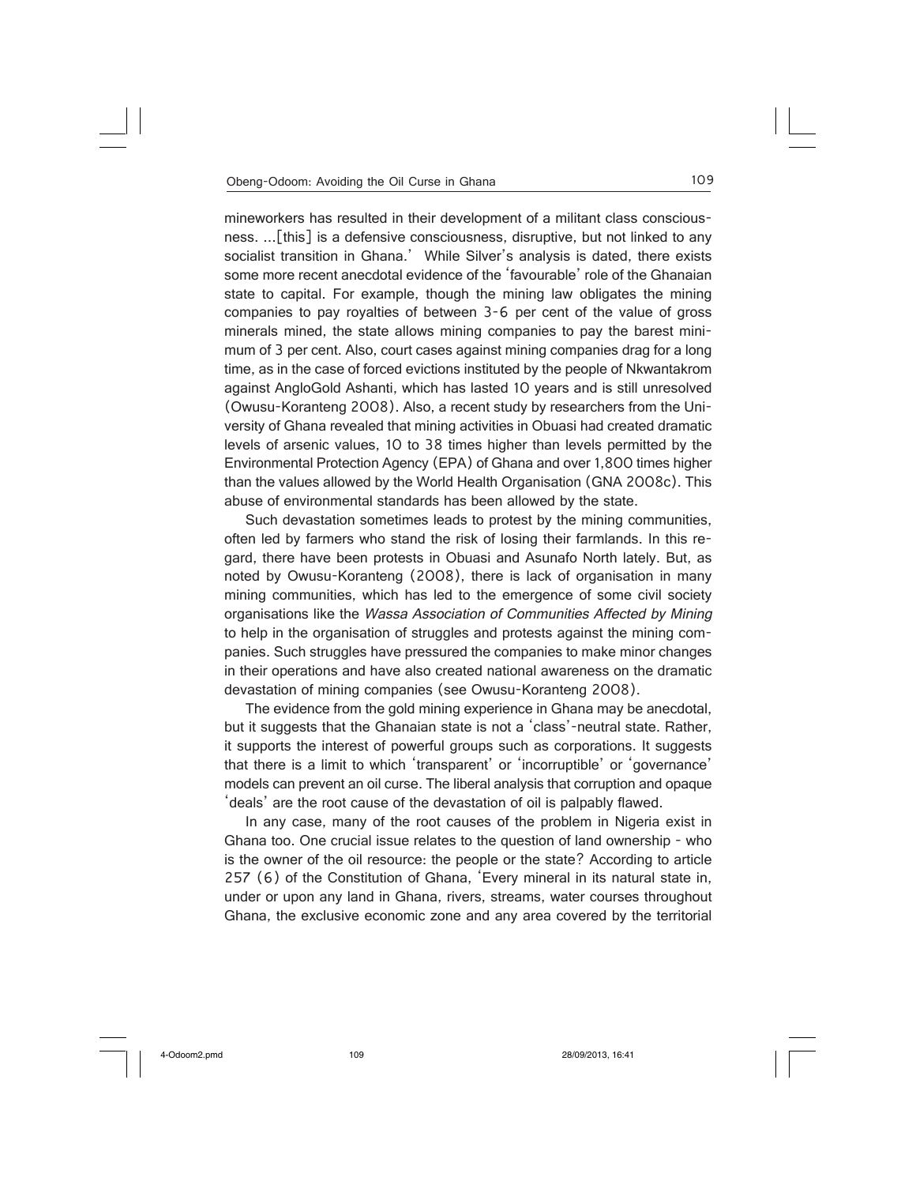mineworkers has resulted in their development of a militant class consciousness. ...[this] is a defensive consciousness, disruptive, but not linked to any socialist transition in Ghana.' While Silver's analysis is dated, there exists some more recent anecdotal evidence of the 'favourable' role of the Ghanaian state to capital. For example, though the mining law obligates the mining companies to pay royalties of between 3-6 per cent of the value of gross minerals mined, the state allows mining companies to pay the barest minimum of 3 per cent. Also, court cases against mining companies drag for a long time, as in the case of forced evictions instituted by the people of Nkwantakrom against AngloGold Ashanti, which has lasted 10 years and is still unresolved (Owusu-Koranteng 2008). Also, a recent study by researchers from the University of Ghana revealed that mining activities in Obuasi had created dramatic levels of arsenic values, 10 to 38 times higher than levels permitted by the Environmental Protection Agency (EPA) of Ghana and over 1,800 times higher than the values allowed by the World Health Organisation (GNA 2008c). This abuse of environmental standards has been allowed by the state.

Such devastation sometimes leads to protest by the mining communities, often led by farmers who stand the risk of losing their farmlands. In this regard, there have been protests in Obuasi and Asunafo North lately. But, as noted by Owusu-Koranteng (2008), there is lack of organisation in many mining communities, which has led to the emergence of some civil society organisations like the *Wassa Association of Communities Affected by Mining* to help in the organisation of struggles and protests against the mining companies. Such struggles have pressured the companies to make minor changes in their operations and have also created national awareness on the dramatic devastation of mining companies (see Owusu-Koranteng 2008).

The evidence from the gold mining experience in Ghana may be anecdotal, but it suggests that the Ghanaian state is not a 'class'-neutral state. Rather, it supports the interest of powerful groups such as corporations. It suggests that there is a limit to which 'transparent' or 'incorruptible' or 'governance' models can prevent an oil curse. The liberal analysis that corruption and opaque 'deals' are the root cause of the devastation of oil is palpably flawed.

In any case, many of the root causes of the problem in Nigeria exist in Ghana too. One crucial issue relates to the question of land ownership – who is the owner of the oil resource: the people or the state? According to article 257 (6) of the Constitution of Ghana, 'Every mineral in its natural state in, under or upon any land in Ghana, rivers, streams, water courses throughout Ghana, the exclusive economic zone and any area covered by the territorial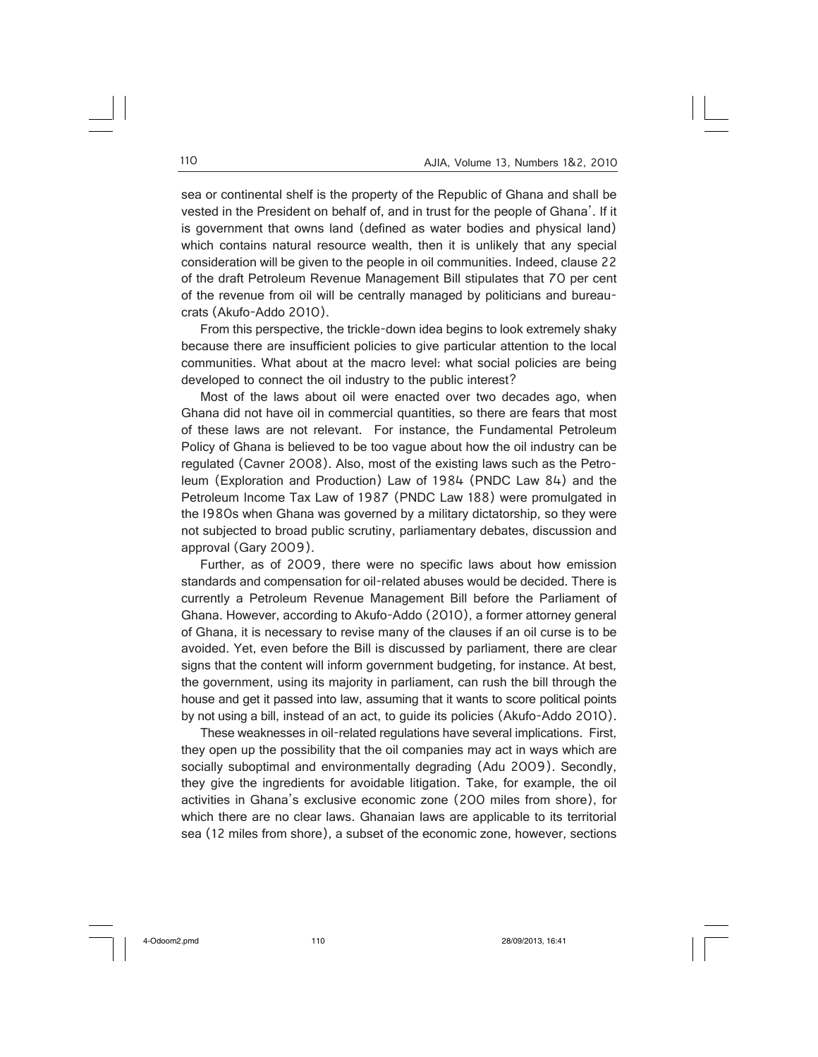sea or continental shelf is the property of the Republic of Ghana and shall be vested in the President on behalf of, and in trust for the people of Ghana'. If it is government that owns land (defined as water bodies and physical land) which contains natural resource wealth, then it is unlikely that any special consideration will be given to the people in oil communities. Indeed, clause 22 of the draft Petroleum Revenue Management Bill stipulates that 70 per cent of the revenue from oil will be centrally managed by politicians and bureaucrats (Akufo-Addo 2010).

From this perspective, the trickle-down idea begins to look extremely shaky because there are insufficient policies to give particular attention to the local communities. What about at the macro level: what social policies are being developed to connect the oil industry to the public interest?

Most of the laws about oil were enacted over two decades ago, when Ghana did not have oil in commercial quantities, so there are fears that most of these laws are not relevant. For instance, the Fundamental Petroleum Policy of Ghana is believed to be too vague about how the oil industry can be regulated (Cavner 2008). Also, most of the existing laws such as the Petroleum (Exploration and Production) Law of 1984 (PNDC Law 84) and the Petroleum Income Tax Law of 1987 (PNDC Law 188) were promulgated in the 1980s when Ghana was governed by a military dictatorship, so they were not subjected to broad public scrutiny, parliamentary debates, discussion and approval (Gary 2009).

Further, as of 2009, there were no specific laws about how emission standards and compensation for oil-related abuses would be decided. There is currently a Petroleum Revenue Management Bill before the Parliament of Ghana. However, according to Akufo-Addo (2010), a former attorney general of Ghana, it is necessary to revise many of the clauses if an oil curse is to be avoided. Yet, even before the Bill is discussed by parliament, there are clear signs that the content will inform government budgeting, for instance. At best, the government, using its majority in parliament, can rush the bill through the house and get it passed into law, assuming that it wants to score political points by not using a bill, instead of an act, to guide its policies (Akufo-Addo 2010).

These weaknesses in oil-related regulations have several implications. First, they open up the possibility that the oil companies may act in ways which are socially suboptimal and environmentally degrading (Adu 2009). Secondly, they give the ingredients for avoidable litigation. Take, for example, the oil activities in Ghana's exclusive economic zone (200 miles from shore), for which there are no clear laws. Ghanaian laws are applicable to its territorial sea (12 miles from shore), a subset of the economic zone, however, sections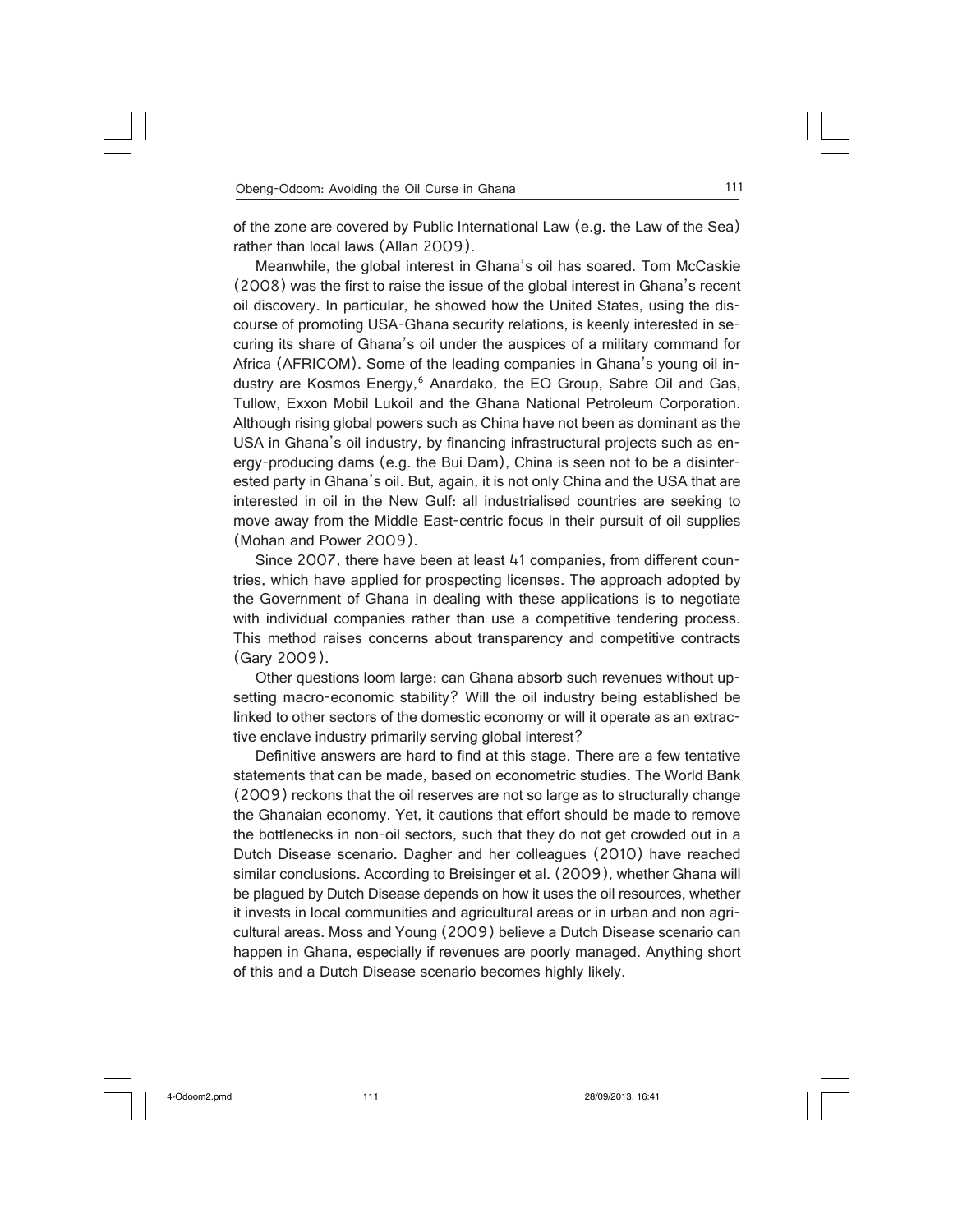of the zone are covered by Public International Law (e.g. the Law of the Sea) rather than local laws (Allan 2009).

Meanwhile, the global interest in Ghana's oil has soared. Tom McCaskie (2008) was the first to raise the issue of the global interest in Ghana's recent oil discovery. In particular, he showed how the United States, using the discourse of promoting USA-Ghana security relations, is keenly interested in securing its share of Ghana's oil under the auspices of a military command for Africa (AFRICOM). Some of the leading companies in Ghana's young oil industry are Kosmos Energy,[6] Anardako, the EO Group, Sabre Oil and Gas, Tullow, Exxon Mobil Lukoil and the Ghana National Petroleum Corporation. Although rising global powers such as China have not been as dominant as the USA in Ghana's oil industry, by financing infrastructural projects such as energy-producing dams (e.g. the Bui Dam), China is seen not to be a disinterested party in Ghana's oil. But, again, it is not only China and the USA that are interested in oil in the New Gulf: all industrialised countries are seeking to move away from the Middle East-centric focus in their pursuit of oil supplies (Mohan and Power 2009).

Since 2007, there have been at least 41 companies, from different countries, which have applied for prospecting licenses. The approach adopted by the Government of Ghana in dealing with these applications is to negotiate with individual companies rather than use a competitive tendering process. This method raises concerns about transparency and competitive contracts (Gary 2009).

Other questions loom large: can Ghana absorb such revenues without upsetting macro-economic stability? Will the oil industry being established be linked to other sectors of the domestic economy or will it operate as an extractive enclave industry primarily serving global interest?

Definitive answers are hard to find at this stage. There are a few tentative statements that can be made, based on econometric studies. The World Bank (2009) reckons that the oil reserves are not so large as to structurally change the Ghanaian economy. Yet, it cautions that effort should be made to remove the bottlenecks in non-oil sectors, such that they do not get crowded out in a Dutch Disease scenario. Dagher and her colleagues (2010) have reached similar conclusions. According to Breisinger et al. (2009), whether Ghana will be plagued by Dutch Disease depends on how it uses the oil resources, whether it invests in local communities and agricultural areas or in urban and non agricultural areas. Moss and Young (2009) believe a Dutch Disease scenario can happen in Ghana, especially if revenues are poorly managed. Anything short of this and a Dutch Disease scenario becomes highly likely.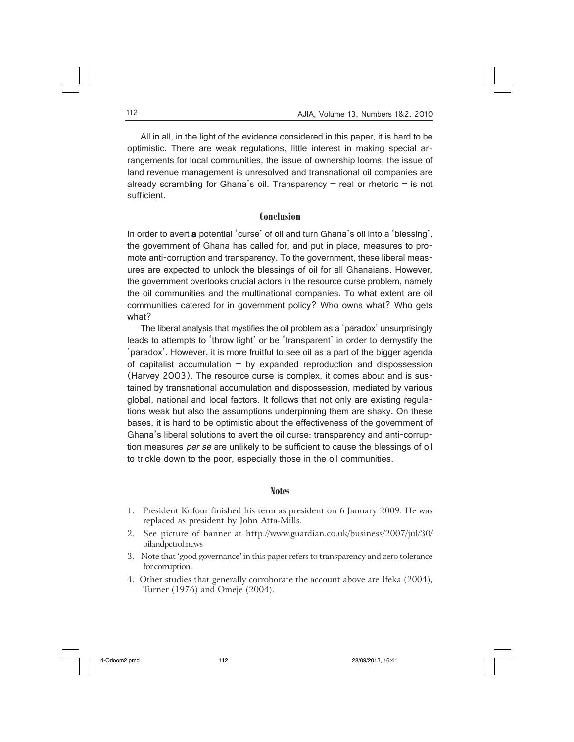All in all, in the light of the evidence considered in this paper, it is hard to be optimistic. There are weak regulations, little interest in making special arrangements for local communities, the issue of ownership looms, the issue of land revenue management is unresolved and transnational oil companies are already scrambling for Ghana's oil. Transparency – real or rhetoric – is not sufficient.

## Conclusion

In order to avert **a** potential 'curse' of oil and turn Ghana's oil into a 'blessing', the government of Ghana has called for, and put in place, measures to promote anti-corruption and transparency. To the government, these liberal measures are expected to unlock the blessings of oil for all Ghanaians. However, the government overlooks crucial actors in the resource curse problem, namely the oil communities and the multinational companies. To what extent are oil communities catered for in government policy? Who owns what? Who gets what?

The liberal analysis that mystifies the oil problem as a 'paradox' unsurprisingly leads to attempts to 'throw light' or be 'transparent' in order to demystify the 'paradox'. However, it is more fruitful to see oil as a part of the bigger agenda of capitalist accumulation – by expanded reproduction and dispossession (Harvey 2003). The resource curse is complex, it comes about and is sustained by transnational accumulation and dispossession, mediated by various global, national and local factors. It follows that not only are existing regulations weak but also the assumptions underpinning them are shaky. On these bases, it is hard to be optimistic about the effectiveness of the government of Ghana's liberal solutions to avert the oil curse: transparency and anti-corruption measures *per se* are unlikely to be sufficient to cause the blessings of oil to trickle down to the poor, especially those in the oil communities.

## Notes

1. President Kufour finished his term as president on 6 January 2009. He was replaced as president by John Atta-Mills.
2. See picture of banner at http://www.guardian.co.uk/business/2007/jul/30/oilandpetrol.news
3. Note that 'good governance' in this paper refers to transparency and zero tolerance for corruption.
4. Other studies that generally corroborate the account above are Ifeka (2004), Turner (1976) and Omeje (2004).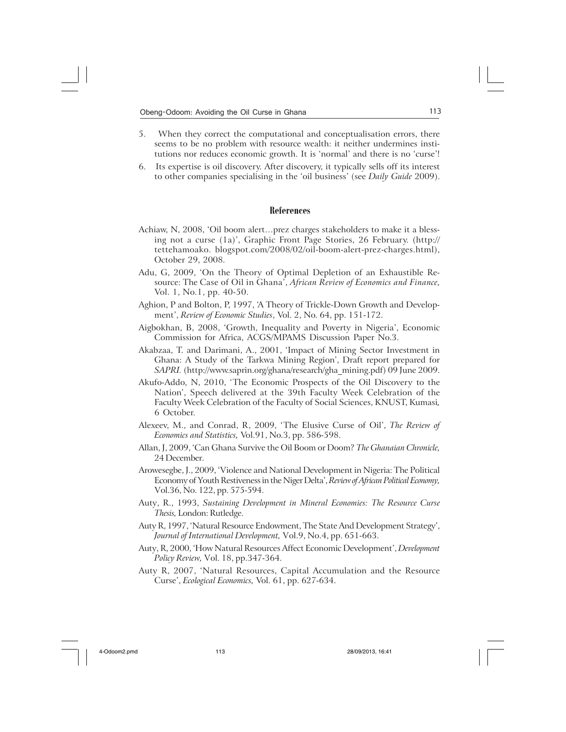5. When they correct the computational and conceptualisation errors, there seems to be no problem with resource wealth: it neither undermines institutions nor reduces economic growth. It is 'normal' and there is no 'curse'!

6. Its expertise is oil discovery. After discovery, it typically sells off its interest to other companies specialising in the 'oil business' (see *Daily Guide* 2009).

## References

Achiaw, N, 2008, 'Oil boom alert…prez charges stakeholders to make it a blessing not a curse (1a)', Graphic Front Page Stories, 26 February. (http://tettehamoako. blogspot.com/2008/02/oil-boom-alert-prez-charges.html), October 29, 2008.

Adu, G, 2009, 'On the Theory of Optimal Depletion of an Exhaustible Resource: The Case of Oil in Ghana', *African Review of Economics and Finance,* Vol. 1, No.1, pp. 40-50.

Aghion, P and Bolton, P, 1997, 'A Theory of Trickle-Down Growth and Development', *Review of Economic Studies*, Vol. 2, No. 64, pp. 151-172.

Aigbokhan, B, 2008, 'Growth, Inequality and Poverty in Nigeria', Economic Commission for Africa, ACGS/MPAMS Discussion Paper No.3.

Akabzaa, T. and Darimani, A., 2001, 'Impact of Mining Sector Investment in Ghana: A Study of the Tarkwa Mining Region', Draft report prepared for *SAPRI.* (http://www.saprin.org/ghana/research/gha_mining.pdf) 09 June 2009.

Akufo-Addo, N, 2010, 'The Economic Prospects of the Oil Discovery to the Nation', Speech delivered at the 39th Faculty Week Celebration of the Faculty Week Celebration of the Faculty of Social Sciences, KNUST, Kumasi, 6 October.

Alexeev, M., and Conrad, R, 2009, 'The Elusive Curse of Oil', *The Review of Economics and Statistics,* Vol.91, No.3, pp. 586-598.

Allan, J, 2009, 'Can Ghana Survive the Oil Boom or Doom? *The Ghanaian Chronicle,* 24 December.

Arowesegbe, J., 2009, 'Violence and National Development in Nigeria: The Political Economy of Youth Restiveness in the Niger Delta', *Review of African Political Economy,* Vol.36, No. 122, pp. 575-594.

Auty, R., 1993, *Sustaining Development in Mineral Economies: The Resource Curse Thesis,* London: Rutledge.

Auty R, 1997, 'Natural Resource Endowment, The State And Development Strategy', *Journal of International Development,* Vol.9, No.4, pp. 651-663.

Auty, R, 2000, 'How Natural Resources Affect Economic Development', *Development Policy Review,* Vol. 18, pp.347-364.

Auty R, 2007, 'Natural Resources, Capital Accumulation and the Resource Curse', *Ecological Economics,* Vol. 61, pp. 627-634.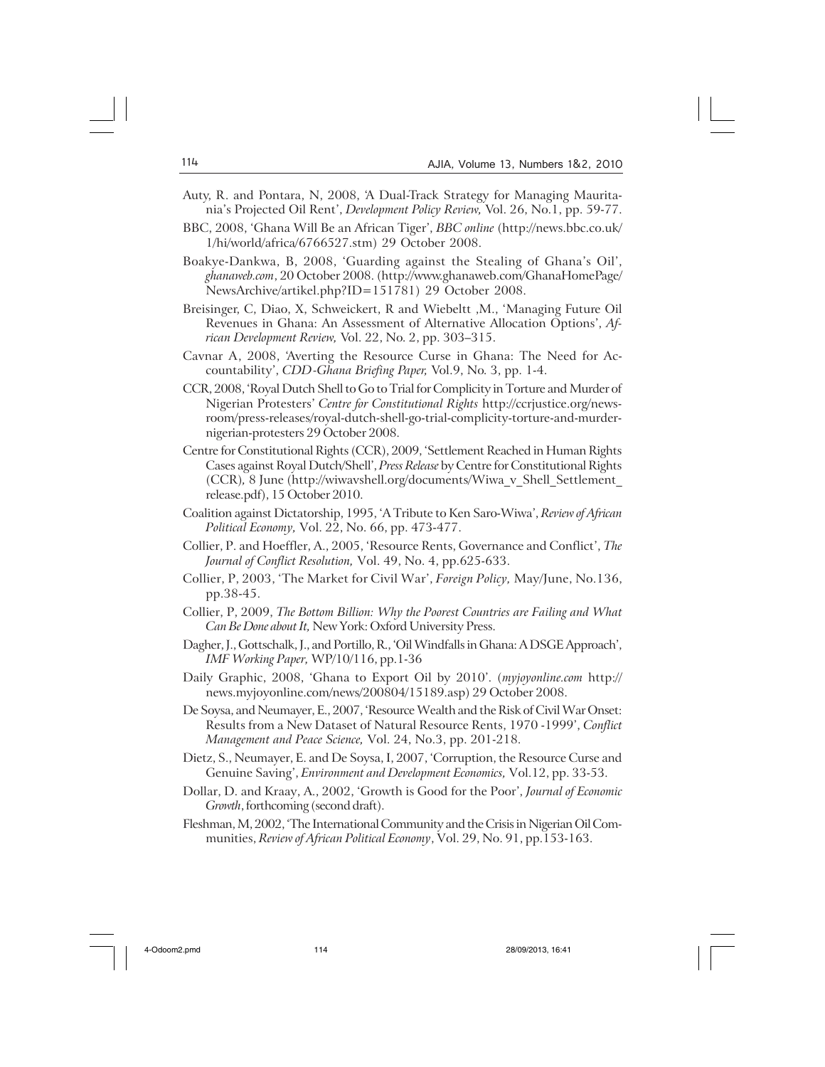Auty, R. and Pontara, N, 2008, 'A Dual-Track Strategy for Managing Mauritania's Projected Oil Rent', *Development Policy Review,* Vol. 26, No.1, pp. 59-77.

BBC, 2008, 'Ghana Will Be an African Tiger', *BBC online* (http://news.bbc.co.uk/1/hi/world/africa/6766527.stm) 29 October 2008.

Boakye-Dankwa, B, 2008, 'Guarding against the Stealing of Ghana's Oil', *ghanaweb.com*, 20 October 2008. (http://www.ghanaweb.com/GhanaHomePage/NewsArchive/artikel.php?ID=151781) 29 October 2008.

Breisinger, C, Diao, X, Schweickert, R and Wiebelt ,M., 'Managing Future Oil Revenues in Ghana: An Assessment of Alternative Allocation Options', *African Development Review,* Vol. 22, No. 2, pp. 303–315.

Cavnar A, 2008, 'Averting the Resource Curse in Ghana: The Need for Accountability', *CDD-Ghana Briefing Paper,* Vol.9, No. 3, pp. 1-4.

CCR, 2008, 'Royal Dutch Shell to Go to Trial for Complicity in Torture and Murder of Nigerian Protesters' *Centre for Constitutional Rights* http://ccrjustice.org/newsroom/press-releases/royal-dutch-shell-go-trial-complicity-torture-and-murder-nigerian-protesters 29 October 2008.

Centre for Constitutional Rights (CCR), 2009, 'Settlement Reached in Human Rights Cases against Royal Dutch/Shell', *Press Release* by Centre for Constitutional Rights (CCR), 8 June (http://wiwavshell.org/documents/Wiwa_v_Shell_Settlement_release.pdf), 15 October 2010.

Coalition against Dictatorship, 1995, 'A Tribute to Ken Saro-Wiwa', *Review of African Political Economy,* Vol. 22, No. 66, pp. 473-477.

Collier, P. and Hoeffler, A., 2005, 'Resource Rents, Governance and Conflict', *The Journal of Conflict Resolution,* Vol. 49, No. 4, pp.625-633.

Collier, P, 2003, 'The Market for Civil War', *Foreign Policy,* May/June, No.136, pp.38-45.

Collier, P, 2009, *The Bottom Billion: Why the Poorest Countries are Failing and What Can Be Done about It,* New York: Oxford University Press.

Dagher, J., Gottschalk, J., and Portillo, R., 'Oil Windfalls in Ghana: A DSGE Approach', *IMF Working Paper,* WP/10/116, pp.1-36

Daily Graphic, 2008, 'Ghana to Export Oil by 2010'. (*myjoyonline.com* http://news.myjoyonline.com/news/200804/15189.asp) 29 October 2008.

De Soysa, and Neumayer, E., 2007, 'Resource Wealth and the Risk of Civil War Onset: Results from a New Dataset of Natural Resource Rents, 1970 -1999', *Conflict Management and Peace Science,* Vol. 24, No.3, pp. 201-218.

Dietz, S., Neumayer, E. and De Soysa, I, 2007, 'Corruption, the Resource Curse and Genuine Saving', *Environment and Development Economics,* Vol.12, pp. 33-53.

Dollar, D. and Kraay, A., 2002, 'Growth is Good for the Poor', *Journal of Economic Growth*, forthcoming (second draft).

Fleshman, M, 2002, 'The International Community and the Crisis in Nigerian Oil Communities, *Review of African Political Economy*, Vol. 29, No. 91, pp.153-163.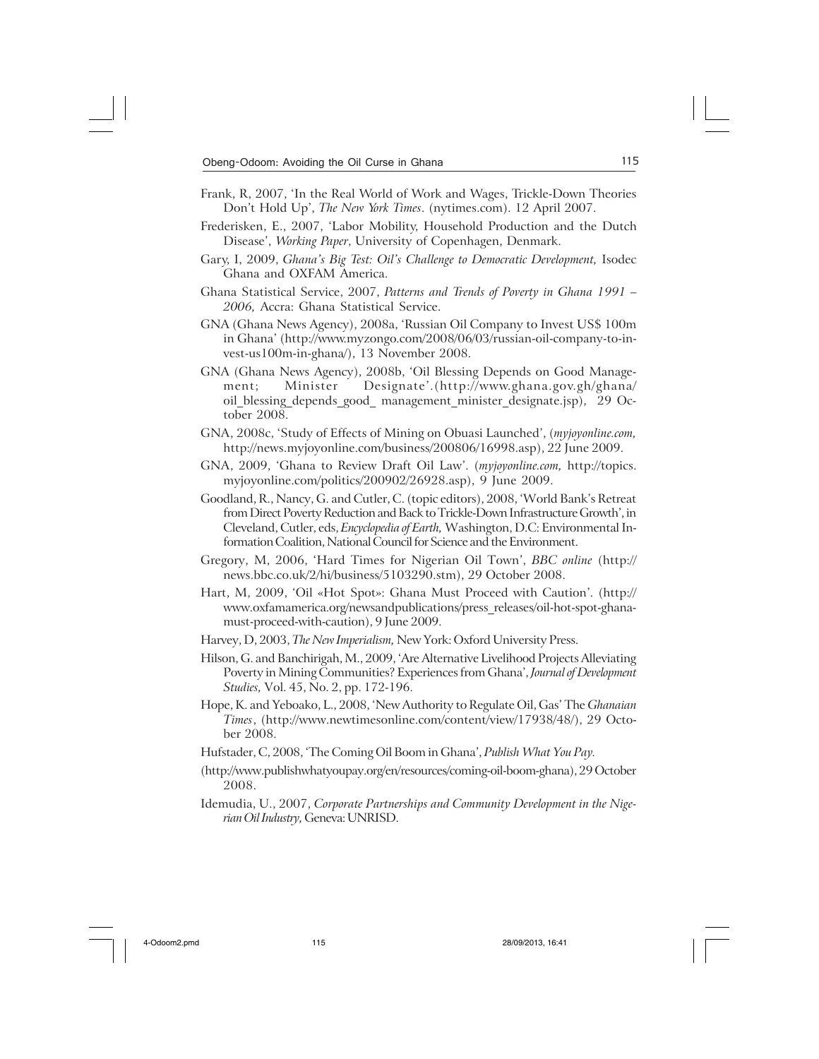Frank, R, 2007, 'In the Real World of Work and Wages, Trickle-Down Theories Don't Hold Up', *The New York Times*. (nytimes.com). 12 April 2007.

Frederisken, E., 2007, 'Labor Mobility, Household Production and the Dutch Disease', *Working Paper*, University of Copenhagen, Denmark.

Gary, I, 2009, *Ghana's Big Test: Oil's Challenge to Democratic Development,* Isodec Ghana and OXFAM America.

Ghana Statistical Service, 2007, *Patterns and Trends of Poverty in Ghana 1991 – 2006,* Accra: Ghana Statistical Service.

GNA (Ghana News Agency), 2008a, 'Russian Oil Company to Invest US$ 100m in Ghana' (http://www.myzongo.com/2008/06/03/russian-oil-company-to-invest-us100m-in-ghana/), 13 November 2008.

GNA (Ghana News Agency), 2008b, 'Oil Blessing Depends on Good Management; Minister Designate'.(http://www.ghana.gov.gh/ghana/oil_blessing_depends_good_ management_minister_designate.jsp), 29 October 2008.

GNA, 2008c, 'Study of Effects of Mining on Obuasi Launched', (*myjoyonline.com,* http://news.myjoyonline.com/business/200806/16998.asp), 22 June 2009.

GNA, 2009, 'Ghana to Review Draft Oil Law'. (*myjoyonline.com,* http://topics.myjoyonline.com/politics/200902/26928.asp), 9 June 2009.

Goodland, R., Nancy, G. and Cutler, C. (topic editors), 2008, 'World Bank's Retreat from Direct Poverty Reduction and Back to Trickle-Down Infrastructure Growth', in Cleveland, Cutler, eds, *Encyclopedia of Earth,* Washington, D.C: Environmental Information Coalition, National Council for Science and the Environment.

Gregory, M, 2006, 'Hard Times for Nigerian Oil Town', *BBC online* (http://news.bbc.co.uk/2/hi/business/5103290.stm), 29 October 2008.

Hart, M, 2009, 'Oil «Hot Spot»: Ghana Must Proceed with Caution'. (http://www.oxfamamerica.org/newsandpublications/press_releases/oil-hot-spot-ghana-must-proceed-with-caution), 9 June 2009.

Harvey, D, 2003, *The New Imperialism,* New York: Oxford University Press.

Hilson, G. and Banchirigah, M., 2009, 'Are Alternative Livelihood Projects Alleviating Poverty in Mining Communities? Experiences from Ghana', *Journal of Development Studies,* Vol. 45, No. 2, pp. 172-196.

Hope, K. and Yeboako, L., 2008, 'New Authority to Regulate Oil, Gas' The *Ghanaian Times*, (http://www.newtimesonline.com/content/view/17938/48/), 29 October 2008.

Hufstader, C, 2008, 'The Coming Oil Boom in Ghana', *Publish What You Pay.*

(http://www.publishwhatyoupay.org/en/resources/coming-oil-boom-ghana), 29 October 2008.

Idemudia, U., 2007, *Corporate Partnerships and Community Development in the Nigerian Oil Industry,* Geneva: UNRISD.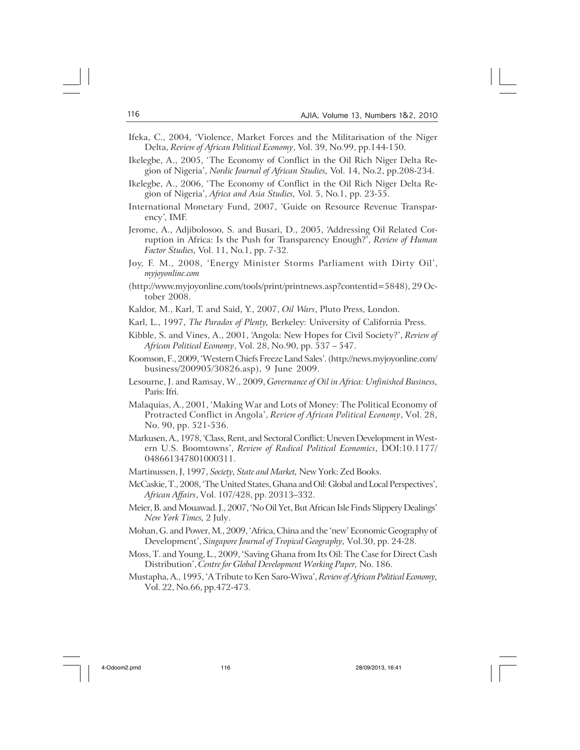Ifeka, C., 2004, 'Violence, Market Forces and the Militarisation of the Niger Delta, *Review of African Political Economy*, Vol. 39, No.99, pp.144-150.

Ikelegbe, A., 2005, 'The Economy of Conflict in the Oil Rich Niger Delta Region of Nigeria', *Nordic Journal of African Studies,* Vol. 14, No.2, pp.208-234.

Ikelegbe, A., 2006, 'The Economy of Conflict in the Oil Rich Niger Delta Region of Nigeria', *Africa and Asia Studies,* Vol. 5, No.1, pp. 23-55.

International Monetary Fund, 2007, 'Guide on Resource Revenue Transparency', IMF.

Jerome, A., Adjibolosoo, S. and Busari, D., 2005, 'Addressing Oil Related Corruption in Africa: Is the Push for Transparency Enough?', *Review of Human Factor Studies,* Vol. 11, No.1, pp. 7-32.

Joy, F. M., 2008, 'Energy Minister Storms Parliament with Dirty Oil', *myjoyonline.com*

(http://www.myjoyonline.com/tools/print/printnews.asp?contentid=5848), 29 October 2008.

Kaldor, M., Karl, T. and Said, Y., 2007, *Oil Wars*, Pluto Press, London.

Karl, L., 1997, *The Paradox of Plenty,* Berkeley: University of California Press.

Kibble, S. and Vines, A., 2001, 'Angola: New Hopes for Civil Society?', *Review of African Political Economy*, Vol. 28, No.90, pp. 537 – 547.

Koomson, F., 2009, 'Western Chiefs Freeze Land Sales'. (http://news.myjoyonline.com/business/200905/30826.asp), 9 June 2009.

Lesourne, J. and Ramsay, W., 2009, *Governance of Oil in Africa: Unfinished Business,* Paris: Ifri.

Malaquias, A., 2001, 'Making War and Lots of Money: The Political Economy of Protracted Conflict in Angola', *Review of African Political Economy*, Vol. 28, No. 90, pp. 521-536.

Markusen, A., 1978, 'Class, Rent, and Sectoral Conflict: Uneven Development in Western U.S. Boomtowns', *Review of Radical Political Economics*, DOI:10.1177/048661347801000311.

Martinussen, J, 1997, *Society, State and Market,* New York: Zed Books.

McCaskie, T., 2008, 'The United States, Ghana and Oil: Global and Local Perspectives', *African Affairs*, Vol. 107/428, pp. 20313–332.

Meier, B. and Mouawad. J., 2007, 'No Oil Yet, But African Isle Finds Slippery Dealings' *New York Times,* 2 July.

Mohan, G. and Power, M., 2009, 'Africa, China and the 'new' Economic Geography of Development', *Singapore Journal of Tropical Geography,* Vol.30, pp. 24-28.

Moss, T. and Young, L., 2009, 'Saving Ghana from Its Oil: The Case for Direct Cash Distribution', *Centre for Global Development Working Paper,* No. 186.

Mustapha, A., 1995, 'A Tribute to Ken Saro-Wiwa', *Review of African Political Economy,* Vol. 22, No.66, pp.472-473.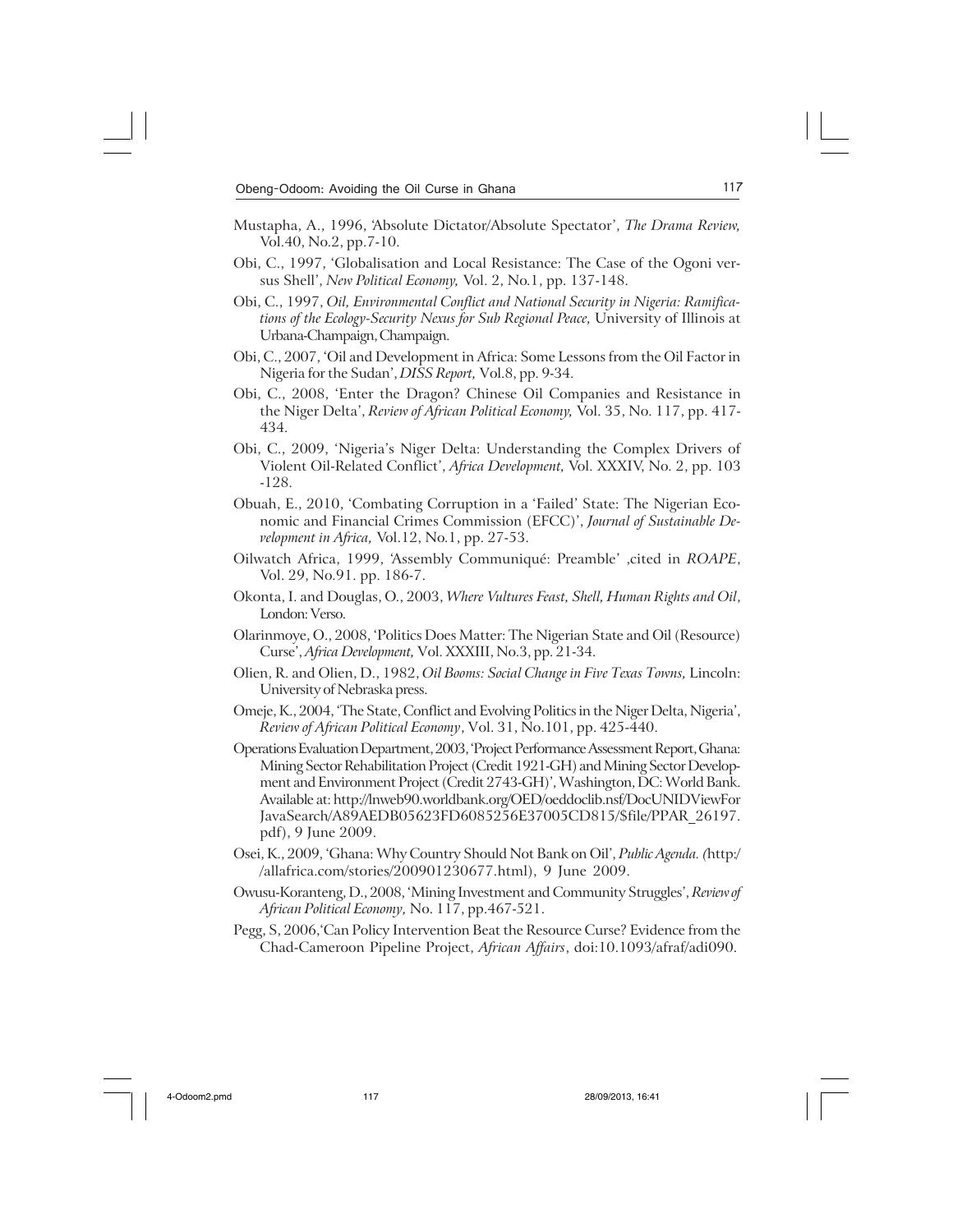Mustapha, A., 1996, 'Absolute Dictator/Absolute Spectator', *The Drama Review,* Vol.40, No.2, pp.7-10.

Obi, C., 1997, 'Globalisation and Local Resistance: The Case of the Ogoni versus Shell', *New Political Economy,* Vol. 2, No.1, pp. 137-148.

Obi, C., 1997, *Oil, Environmental Conflict and National Security in Nigeria: Ramifications of the Ecology-Security Nexus for Sub Regional Peace,* University of Illinois at Urbana-Champaign, Champaign.

Obi, C., 2007, 'Oil and Development in Africa: Some Lessons from the Oil Factor in Nigeria for the Sudan', *DISS Report,* Vol.8, pp. 9-34.

Obi, C., 2008, 'Enter the Dragon? Chinese Oil Companies and Resistance in the Niger Delta', *Review of African Political Economy,* Vol. 35, No. 117, pp. 417-434.

Obi, C., 2009, 'Nigeria's Niger Delta: Understanding the Complex Drivers of Violent Oil-Related Conflict', *Africa Development,* Vol. XXXIV, No. 2, pp. 103 -128.

Obuah, E., 2010, 'Combating Corruption in a 'Failed' State: The Nigerian Economic and Financial Crimes Commission (EFCC)', *Journal of Sustainable Development in Africa,* Vol.12, No.1, pp. 27-53.

Oilwatch Africa, 1999, 'Assembly Communiqué: Preamble' ,cited in *ROAPE*, Vol. 29, No.91. pp. 186-7.

Okonta, I. and Douglas, O., 2003, *Where Vultures Feast, Shell, Human Rights and Oil*, London: Verso.

Olarinmoye, O., 2008, 'Politics Does Matter: The Nigerian State and Oil (Resource) Curse', *Africa Development,* Vol. XXXIII, No.3, pp. 21-34.

Olien, R. and Olien, D., 1982, *Oil Booms: Social Change in Five Texas Towns,* Lincoln: University of Nebraska press.

Omeje, K., 2004, 'The State, Conflict and Evolving Politics in the Niger Delta, Nigeria', *Review of African Political Economy*, Vol. 31, No.101, pp. 425-440.

Operations Evaluation Department, 2003, 'Project Performance Assessment Report, Ghana: Mining Sector Rehabilitation Project (Credit 1921-GH) and Mining Sector Development and Environment Project (Credit 2743-GH)', Washington, DC: World Bank. Available at: http://lnweb90.worldbank.org/OED/oeddoclib.nsf/DocUNIDViewForJavaSearch/A89AEDB05623FD6085256E37005CD815/$file/PPAR_26197.pdf), 9 June 2009.

Osei, K., 2009, 'Ghana: Why Country Should Not Bank on Oil', *Public Agenda. (*http://allafrica.com/stories/200901230677.html), 9 June 2009.

Owusu-Koranteng, D., 2008, 'Mining Investment and Community Struggles', *Review of African Political Economy,* No. 117, pp.467-521.

Pegg, S, 2006,'Can Policy Intervention Beat the Resource Curse? Evidence from the Chad-Cameroon Pipeline Project, *African Affairs*, doi:10.1093/afraf/adi090.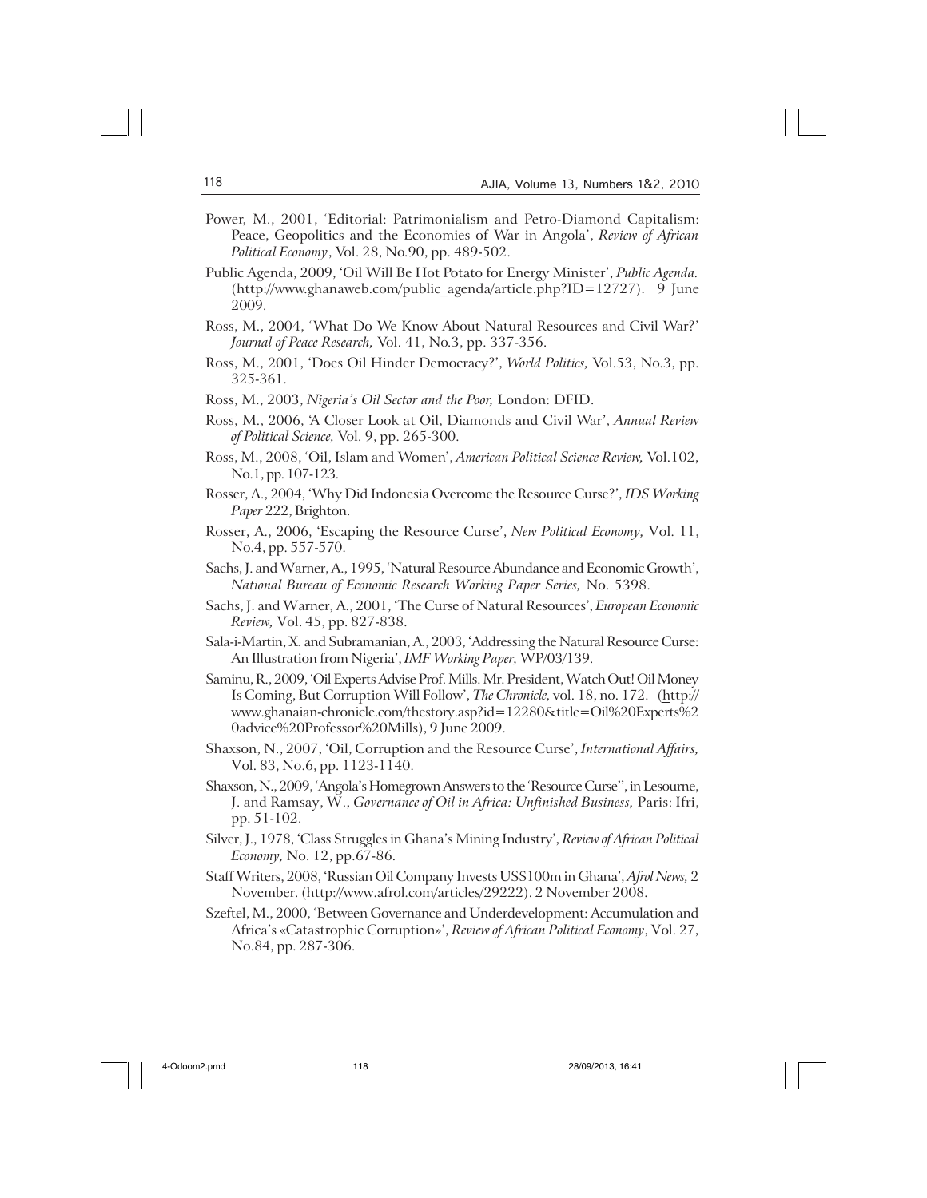Power, M., 2001, 'Editorial: Patrimonialism and Petro-Diamond Capitalism: Peace, Geopolitics and the Economies of War in Angola', *Review of African Political Economy*, Vol. 28, No.90, pp. 489-502.

Public Agenda, 2009, 'Oil Will Be Hot Potato for Energy Minister', *Public Agenda.* (http://www.ghanaweb.com/public_agenda/article.php?ID=12727). 9 June 2009.

Ross, M., 2004, 'What Do We Know About Natural Resources and Civil War?' *Journal of Peace Research,* Vol. 41, No.3, pp. 337-356.

Ross, M., 2001, 'Does Oil Hinder Democracy?', *World Politics,* Vol.53, No.3, pp. 325-361.

Ross, M., 2003, *Nigeria's Oil Sector and the Poor,* London: DFID.

Ross, M., 2006, 'A Closer Look at Oil, Diamonds and Civil War', *Annual Review of Political Science,* Vol. 9, pp. 265-300.

Ross, M., 2008, 'Oil, Islam and Women', *American Political Science Review,* Vol.102, No.1, pp. 107-123.

Rosser, A., 2004, 'Why Did Indonesia Overcome the Resource Curse?', *IDS Working Paper* 222, Brighton.

Rosser, A., 2006, 'Escaping the Resource Curse', *New Political Economy,* Vol. 11, No.4, pp. 557-570.

Sachs, J. and Warner, A., 1995, 'Natural Resource Abundance and Economic Growth', *National Bureau of Economic Research Working Paper Series,* No. 5398.

Sachs, J. and Warner, A., 2001, 'The Curse of Natural Resources', *European Economic Review,* Vol. 45, pp. 827-838.

Sala-i-Martin, X. and Subramanian, A., 2003, 'Addressing the Natural Resource Curse: An Illustration from Nigeria', *IMF Working Paper,* WP/03/139.

Saminu, R., 2009, 'Oil Experts Advise Prof. Mills. Mr. President, Watch Out! Oil Money Is Coming, But Corruption Will Follow', *The Chronicle,* vol. 18, no. 172. (http://www.ghanaian-chronicle.com/thestory.asp?id=12280&title=Oil%20Experts%20advice%20Professor%20Mills), 9 June 2009.

Shaxson, N., 2007, 'Oil, Corruption and the Resource Curse', *International Affairs,* Vol. 83, No.6, pp. 1123-1140.

Shaxson, N., 2009, 'Angola's Homegrown Answers to the 'Resource Curse'', in Lesourne, J. and Ramsay, W., *Governance of Oil in Africa: Unfinished Business,* Paris: Ifri, pp. 51-102.

Silver, J., 1978, 'Class Struggles in Ghana's Mining Industry', *Review of African Political Economy,* No. 12, pp.67-86.

Staff Writers, 2008, 'Russian Oil Company Invests US$100m in Ghana', *Afrol News,* 2 November. (http://www.afrol.com/articles/29222). 2 November 2008.

Szeftel, M., 2000, 'Between Governance and Underdevelopment: Accumulation and Africa's «Catastrophic Corruption»', *Review of African Political Economy*, Vol. 27, No.84, pp. 287-306.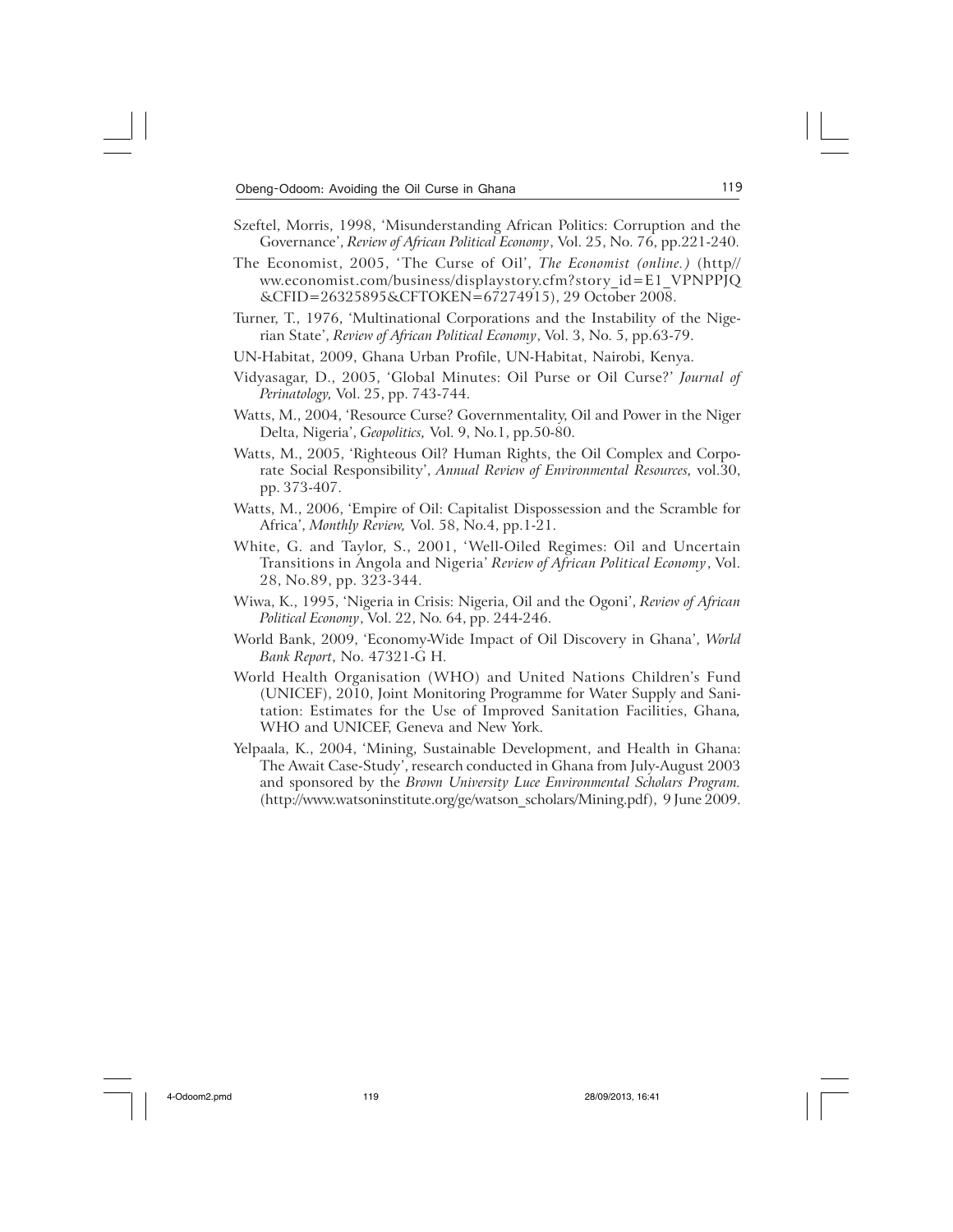Szeftel, Morris, 1998, 'Misunderstanding African Politics: Corruption and the Governance', *Review of African Political Economy*, Vol. 25, No. 76, pp.221-240.

The Economist, 2005, 'The Curse of Oil', *The Economist (online.)* (http// ww.economist.com/business/displaystory.cfm?story_id=E1_VPNPPJQ &CFID=26325895&CFTOKEN=67274915), 29 October 2008.

Turner, T., 1976, 'Multinational Corporations and the Instability of the Nigerian State', *Review of African Political Economy*, Vol. 3, No. 5, pp.63-79.

UN-Habitat, 2009, Ghana Urban Profile, UN-Habitat, Nairobi, Kenya.

Vidyasagar, D., 2005, 'Global Minutes: Oil Purse or Oil Curse?' *Journal of Perinatology,* Vol. 25, pp. 743-744.

Watts, M., 2004, 'Resource Curse? Governmentality, Oil and Power in the Niger Delta, Nigeria', *Geopolitics,* Vol. 9, No.1, pp.50-80.

Watts, M., 2005, 'Righteous Oil? Human Rights, the Oil Complex and Corporate Social Responsibility', *Annual Review of Environmental Resources,* vol.30, pp. 373-407.

Watts, M., 2006, 'Empire of Oil: Capitalist Dispossession and the Scramble for Africa', *Monthly Review,* Vol. 58, No.4, pp.1-21.

White, G. and Taylor, S., 2001, 'Well-Oiled Regimes: Oil and Uncertain Transitions in Angola and Nigeria' *Review of African Political Economy*, Vol. 28, No.89, pp. 323-344.

Wiwa, K., 1995, 'Nigeria in Crisis: Nigeria, Oil and the Ogoni', *Review of African Political Economy*, Vol. 22, No. 64, pp. 244-246.

World Bank, 2009, 'Economy-Wide Impact of Oil Discovery in Ghana', *World Bank Report,* No. 47321-G H.

World Health Organisation (WHO) and United Nations Children's Fund (UNICEF), 2010, Joint Monitoring Programme for Water Supply and Sanitation: Estimates for the Use of Improved Sanitation Facilities, Ghana*,* WHO and UNICEF, Geneva and New York.

Yelpaala, K., 2004, 'Mining, Sustainable Development, and Health in Ghana: The Await Case-Study', research conducted in Ghana from July-August 2003 and sponsored by the *Brown University Luce Environmental Scholars Program.* (http://www.watsoninstitute.org/ge/watson_scholars/Mining.pdf), 9 June 2009.